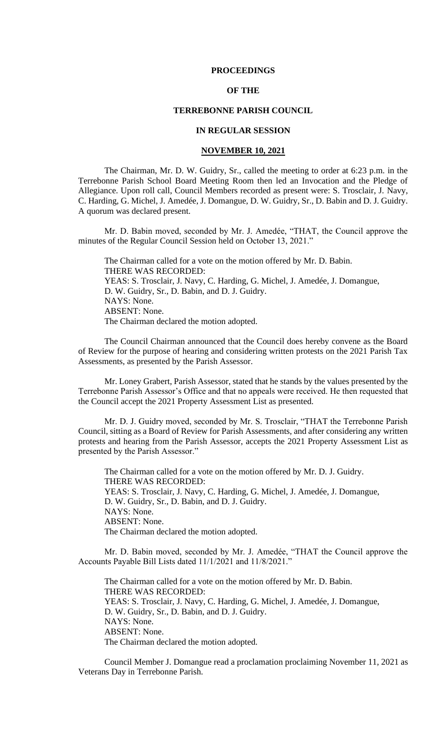# PROCEEDINGS

# OF THE

# TERREBONNE PARISH COUNCIL

# IN REGULAR SESSION

## NOVEMBER 10, 2021

The Chairman, Mr. D. W. Guidry, Sr., called the meeting to order at 6:23 p.m. in the Terrebonne Parish School Board Meeting Room then led an Invocation and the Pledge of Allegiance. Upon roll call, Council Members recorded as present were: S. Trosclair, J. Navy, C. Harding, G. Michel, J. Amedée, J. Domangue, D. W. Guidry, Sr., D. Babin and D. J. Guidry. A quorum was declared present.

Mr. D. Babin moved, seconded by Mr. J. Amedée, "THAT, the Council approve the minutes of the Regular Council Session held on October 13, 2021."

The Chairman called for a vote on the motion offered by Mr. D. Babin.
THERE WAS RECORDED:
YEAS: S. Trosclair, J. Navy, C. Harding, G. Michel, J. Amedée, J. Domangue, D. W. Guidry, Sr., D. Babin, and D. J. Guidry.
NAYS: None.
ABSENT: None.
The Chairman declared the motion adopted.

The Council Chairman announced that the Council does hereby convene as the Board of Review for the purpose of hearing and considering written protests on the 2021 Parish Tax Assessments, as presented by the Parish Assessor.

Mr. Loney Grabert, Parish Assessor, stated that he stands by the values presented by the Terrebonne Parish Assessor's Office and that no appeals were received. He then requested that the Council accept the 2021 Property Assessment List as presented.

Mr. D. J. Guidry moved, seconded by Mr. S. Trosclair, "THAT the Terrebonne Parish Council, sitting as a Board of Review for Parish Assessments, and after considering any written protests and hearing from the Parish Assessor, accepts the 2021 Property Assessment List as presented by the Parish Assessor."

The Chairman called for a vote on the motion offered by Mr. D. J. Guidry.
THERE WAS RECORDED:
YEAS: S. Trosclair, J. Navy, C. Harding, G. Michel, J. Amedée, J. Domangue, D. W. Guidry, Sr., D. Babin, and D. J. Guidry.
NAYS: None.
ABSENT: None.
The Chairman declared the motion adopted.

Mr. D. Babin moved, seconded by Mr. J. Amedée, "THAT the Council approve the Accounts Payable Bill Lists dated 11/1/2021 and 11/8/2021."

The Chairman called for a vote on the motion offered by Mr. D. Babin.
THERE WAS RECORDED:
YEAS: S. Trosclair, J. Navy, C. Harding, G. Michel, J. Amedée, J. Domangue, D. W. Guidry, Sr., D. Babin, and D. J. Guidry.
NAYS: None.
ABSENT: None.
The Chairman declared the motion adopted.

Council Member J. Domangue read a proclamation proclaiming November 11, 2021 as Veterans Day in Terrebonne Parish.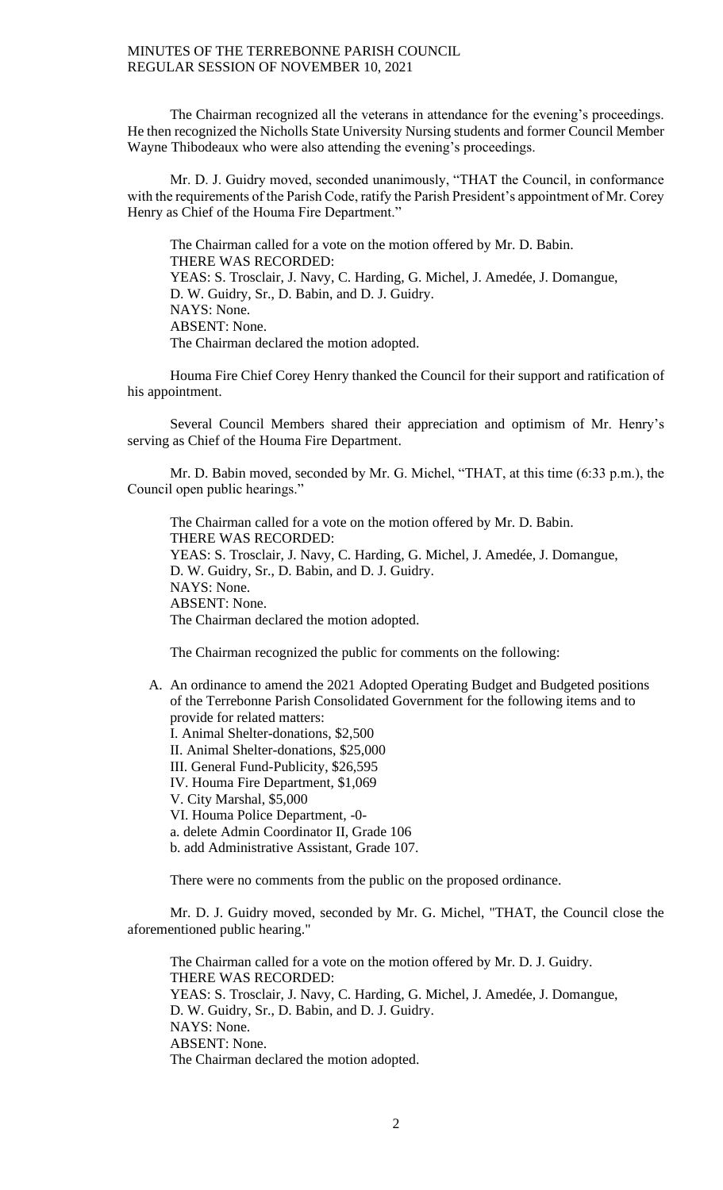The Chairman recognized all the veterans in attendance for the evening's proceedings. He then recognized the Nicholls State University Nursing students and former Council Member Wayne Thibodeaux who were also attending the evening's proceedings.

Mr. D. J. Guidry moved, seconded unanimously, "THAT the Council, in conformance with the requirements of the Parish Code, ratify the Parish President's appointment of Mr. Corey Henry as Chief of the Houma Fire Department."

The Chairman called for a vote on the motion offered by Mr. D. Babin.
THERE WAS RECORDED:
YEAS: S. Trosclair, J. Navy, C. Harding, G. Michel, J. Amedée, J. Domangue, D. W. Guidry, Sr., D. Babin, and D. J. Guidry.
NAYS: None.
ABSENT: None.
The Chairman declared the motion adopted.

Houma Fire Chief Corey Henry thanked the Council for their support and ratification of his appointment.

Several Council Members shared their appreciation and optimism of Mr. Henry's serving as Chief of the Houma Fire Department.

Mr. D. Babin moved, seconded by Mr. G. Michel, "THAT, at this time (6:33 p.m.), the Council open public hearings."

The Chairman called for a vote on the motion offered by Mr. D. Babin.
THERE WAS RECORDED:
YEAS: S. Trosclair, J. Navy, C. Harding, G. Michel, J. Amedée, J. Domangue, D. W. Guidry, Sr., D. Babin, and D. J. Guidry.
NAYS: None.
ABSENT: None.
The Chairman declared the motion adopted.

The Chairman recognized the public for comments on the following:

A. An ordinance to amend the 2021 Adopted Operating Budget and Budgeted positions of the Terrebonne Parish Consolidated Government for the following items and to provide for related matters:
   I. Animal Shelter-donations, $2,500
   II. Animal Shelter-donations, $25,000
   III. General Fund-Publicity, $26,595
   IV. Houma Fire Department, $1,069
   V. City Marshal, $5,000
   VI. Houma Police Department, -0-
   a. delete Admin Coordinator II, Grade 106
   b. add Administrative Assistant, Grade 107.

There were no comments from the public on the proposed ordinance.

Mr. D. J. Guidry moved, seconded by Mr. G. Michel, "THAT, the Council close the aforementioned public hearing."

The Chairman called for a vote on the motion offered by Mr. D. J. Guidry.
THERE WAS RECORDED:
YEAS: S. Trosclair, J. Navy, C. Harding, G. Michel, J. Amedée, J. Domangue, D. W. Guidry, Sr., D. Babin, and D. J. Guidry.
NAYS: None.
ABSENT: None.
The Chairman declared the motion adopted.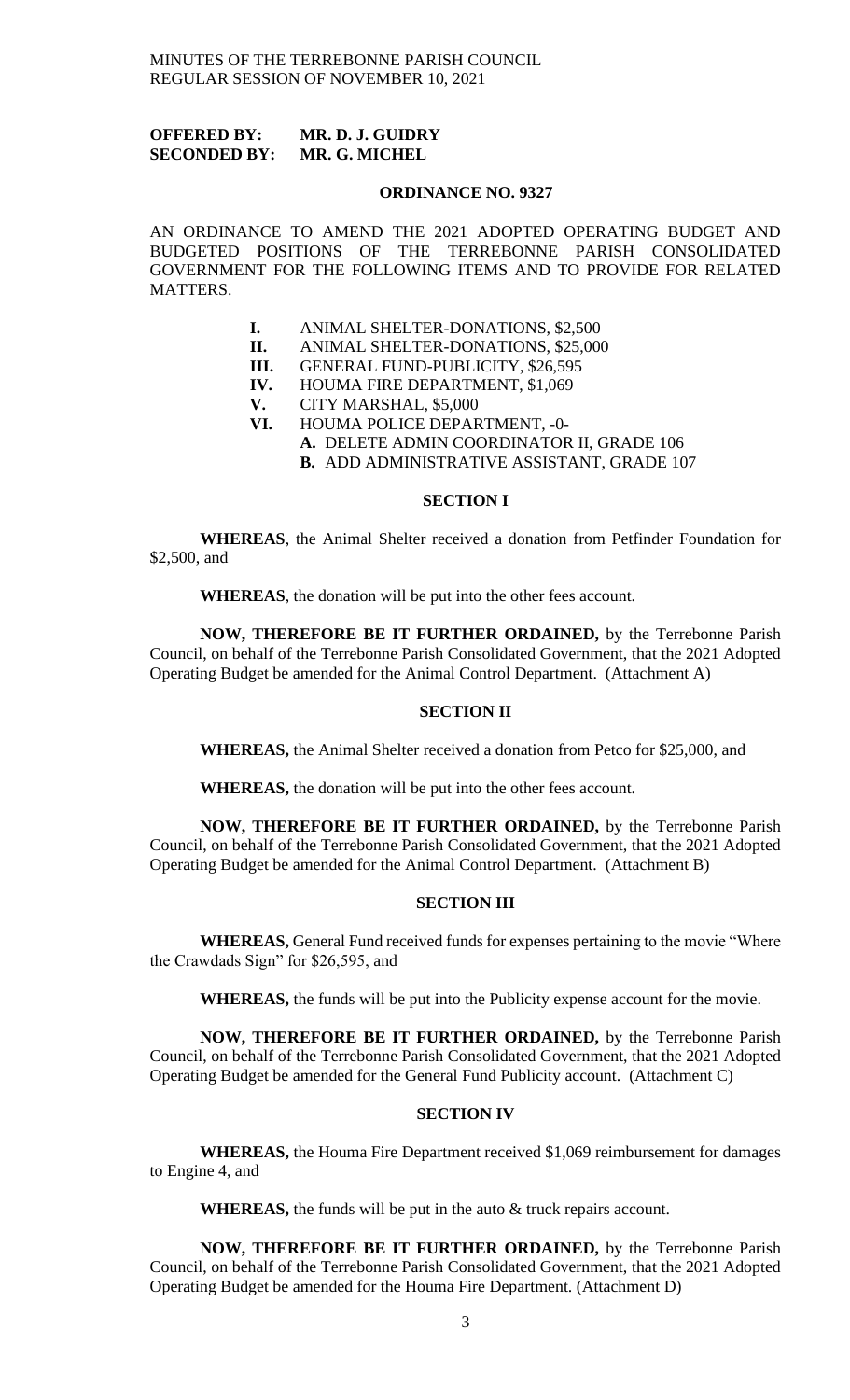**OFFERED BY: MR. D. J. GUIDRY**
**SECONDED BY: MR. G. MICHEL**

**ORDINANCE NO. 9327**

AN ORDINANCE TO AMEND THE 2021 ADOPTED OPERATING BUDGET AND BUDGETED POSITIONS OF THE TERREBONNE PARISH CONSOLIDATED GOVERNMENT FOR THE FOLLOWING ITEMS AND TO PROVIDE FOR RELATED MATTERS.

- **I.** ANIMAL SHELTER-DONATIONS, $2,500
- **II.** ANIMAL SHELTER-DONATIONS, $25,000
- **III.** GENERAL FUND-PUBLICITY, $26,595
- **IV.** HOUMA FIRE DEPARTMENT, $1,069
- **V.** CITY MARSHAL, $5,000
- **VI.** HOUMA POLICE DEPARTMENT, -0-
  - **A.** DELETE ADMIN COORDINATOR II, GRADE 106
  - **B.** ADD ADMINISTRATIVE ASSISTANT, GRADE 107

**SECTION I**

**WHEREAS**, the Animal Shelter received a donation from Petfinder Foundation for $2,500, and

**WHEREAS**, the donation will be put into the other fees account.

**NOW, THEREFORE BE IT FURTHER ORDAINED,** by the Terrebonne Parish Council, on behalf of the Terrebonne Parish Consolidated Government, that the 2021 Adopted Operating Budget be amended for the Animal Control Department. (Attachment A)

**SECTION II**

**WHEREAS,** the Animal Shelter received a donation from Petco for $25,000, and

**WHEREAS,** the donation will be put into the other fees account.

**NOW, THEREFORE BE IT FURTHER ORDAINED,** by the Terrebonne Parish Council, on behalf of the Terrebonne Parish Consolidated Government, that the 2021 Adopted Operating Budget be amended for the Animal Control Department. (Attachment B)

**SECTION III**

**WHEREAS,** General Fund received funds for expenses pertaining to the movie "Where the Crawdads Sign" for $26,595, and

**WHEREAS,** the funds will be put into the Publicity expense account for the movie.

**NOW, THEREFORE BE IT FURTHER ORDAINED,** by the Terrebonne Parish Council, on behalf of the Terrebonne Parish Consolidated Government, that the 2021 Adopted Operating Budget be amended for the General Fund Publicity account. (Attachment C)

**SECTION IV**

**WHEREAS,** the Houma Fire Department received $1,069 reimbursement for damages to Engine 4, and

**WHEREAS,** the funds will be put in the auto & truck repairs account.

**NOW, THEREFORE BE IT FURTHER ORDAINED,** by the Terrebonne Parish Council, on behalf of the Terrebonne Parish Consolidated Government, that the 2021 Adopted Operating Budget be amended for the Houma Fire Department. (Attachment D)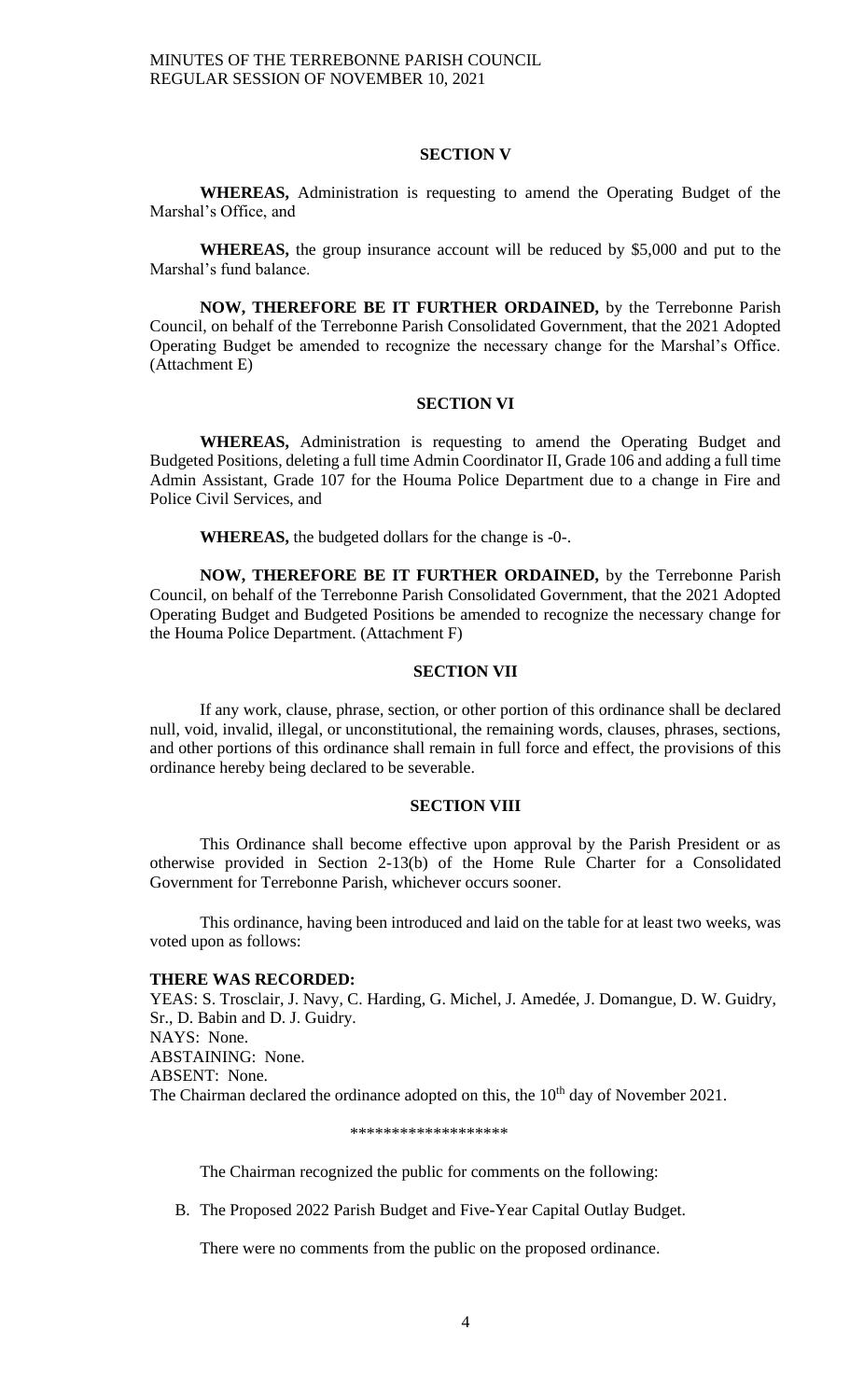### SECTION V

**WHEREAS,** Administration is requesting to amend the Operating Budget of the Marshal's Office, and

**WHEREAS,** the group insurance account will be reduced by $5,000 and put to the Marshal's fund balance.

**NOW, THEREFORE BE IT FURTHER ORDAINED,** by the Terrebonne Parish Council, on behalf of the Terrebonne Parish Consolidated Government, that the 2021 Adopted Operating Budget be amended to recognize the necessary change for the Marshal's Office. (Attachment E)

### SECTION VI

**WHEREAS,** Administration is requesting to amend the Operating Budget and Budgeted Positions, deleting a full time Admin Coordinator II, Grade 106 and adding a full time Admin Assistant, Grade 107 for the Houma Police Department due to a change in Fire and Police Civil Services, and

**WHEREAS,** the budgeted dollars for the change is -0-.

**NOW, THEREFORE BE IT FURTHER ORDAINED,** by the Terrebonne Parish Council, on behalf of the Terrebonne Parish Consolidated Government, that the 2021 Adopted Operating Budget and Budgeted Positions be amended to recognize the necessary change for the Houma Police Department. (Attachment F)

### SECTION VII

If any work, clause, phrase, section, or other portion of this ordinance shall be declared null, void, invalid, illegal, or unconstitutional, the remaining words, clauses, phrases, sections, and other portions of this ordinance shall remain in full force and effect, the provisions of this ordinance hereby being declared to be severable.

### SECTION VIII

This Ordinance shall become effective upon approval by the Parish President or as otherwise provided in Section 2-13(b) of the Home Rule Charter for a Consolidated Government for Terrebonne Parish, whichever occurs sooner.

This ordinance, having been introduced and laid on the table for at least two weeks, was voted upon as follows:

**THERE WAS RECORDED:**
YEAS: S. Trosclair, J. Navy, C. Harding, G. Michel, J. Amedée, J. Domangue, D. W. Guidry, Sr., D. Babin and D. J. Guidry.
NAYS: None.
ABSTAINING: None.
ABSENT: None.
The Chairman declared the ordinance adopted on this, the 10th day of November 2021.

\*\*\*\*\*\*\*\*\*\*\*\*\*\*\*\*\*\*\*

The Chairman recognized the public for comments on the following:

B. The Proposed 2022 Parish Budget and Five-Year Capital Outlay Budget.

There were no comments from the public on the proposed ordinance.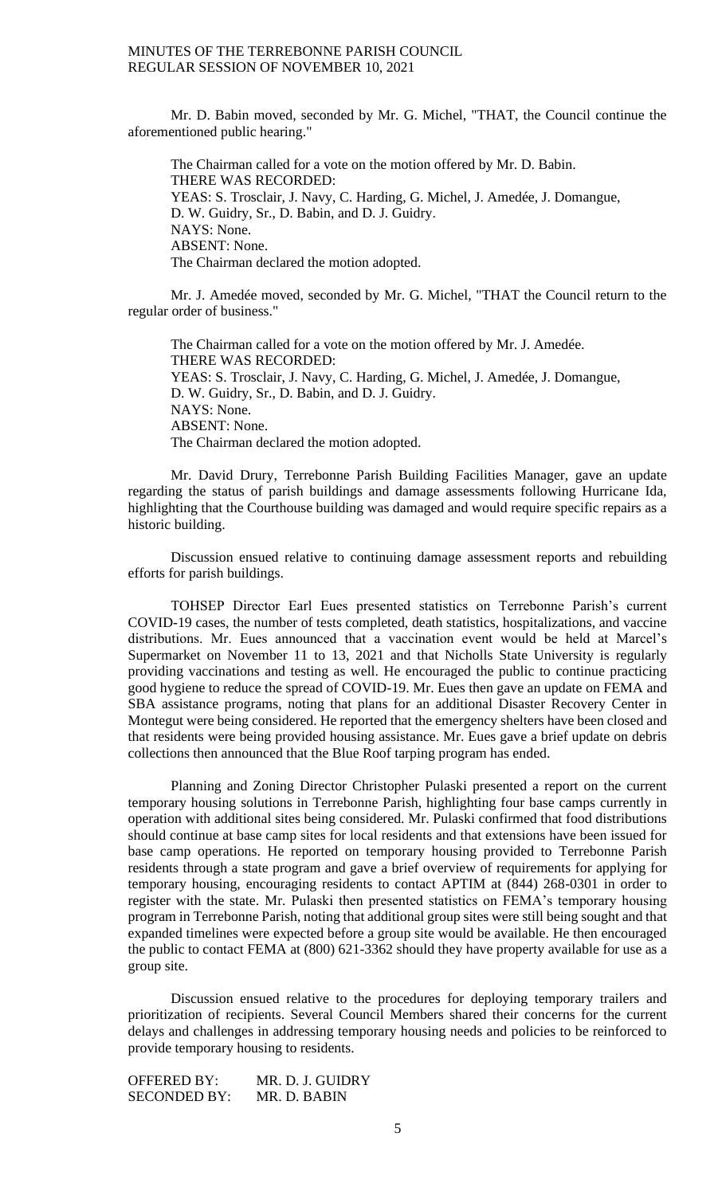Mr. D. Babin moved, seconded by Mr. G. Michel, "THAT, the Council continue the aforementioned public hearing."

The Chairman called for a vote on the motion offered by Mr. D. Babin.
THERE WAS RECORDED:
YEAS: S. Trosclair, J. Navy, C. Harding, G. Michel, J. Amedée, J. Domangue, D. W. Guidry, Sr., D. Babin, and D. J. Guidry.
NAYS: None.
ABSENT: None.
The Chairman declared the motion adopted.

Mr. J. Amedée moved, seconded by Mr. G. Michel, "THAT the Council return to the regular order of business."

The Chairman called for a vote on the motion offered by Mr. J. Amedée.
THERE WAS RECORDED:
YEAS: S. Trosclair, J. Navy, C. Harding, G. Michel, J. Amedée, J. Domangue, D. W. Guidry, Sr., D. Babin, and D. J. Guidry.
NAYS: None.
ABSENT: None.
The Chairman declared the motion adopted.

Mr. David Drury, Terrebonne Parish Building Facilities Manager, gave an update regarding the status of parish buildings and damage assessments following Hurricane Ida, highlighting that the Courthouse building was damaged and would require specific repairs as a historic building.

Discussion ensued relative to continuing damage assessment reports and rebuilding efforts for parish buildings.

TOHSEP Director Earl Eues presented statistics on Terrebonne Parish's current COVID-19 cases, the number of tests completed, death statistics, hospitalizations, and vaccine distributions. Mr. Eues announced that a vaccination event would be held at Marcel's Supermarket on November 11 to 13, 2021 and that Nicholls State University is regularly providing vaccinations and testing as well. He encouraged the public to continue practicing good hygiene to reduce the spread of COVID-19. Mr. Eues then gave an update on FEMA and SBA assistance programs, noting that plans for an additional Disaster Recovery Center in Montegut were being considered. He reported that the emergency shelters have been closed and that residents were being provided housing assistance. Mr. Eues gave a brief update on debris collections then announced that the Blue Roof tarping program has ended.

Planning and Zoning Director Christopher Pulaski presented a report on the current temporary housing solutions in Terrebonne Parish, highlighting four base camps currently in operation with additional sites being considered. Mr. Pulaski confirmed that food distributions should continue at base camp sites for local residents and that extensions have been issued for base camp operations. He reported on temporary housing provided to Terrebonne Parish residents through a state program and gave a brief overview of requirements for applying for temporary housing, encouraging residents to contact APTIM at (844) 268-0301 in order to register with the state. Mr. Pulaski then presented statistics on FEMA's temporary housing program in Terrebonne Parish, noting that additional group sites were still being sought and that expanded timelines were expected before a group site would be available. He then encouraged the public to contact FEMA at (800) 621-3362 should they have property available for use as a group site.

Discussion ensued relative to the procedures for deploying temporary trailers and prioritization of recipients. Several Council Members shared their concerns for the current delays and challenges in addressing temporary housing needs and policies to be reinforced to provide temporary housing to residents.

OFFERED BY: MR. D. J. GUIDRY
SECONDED BY: MR. D. BABIN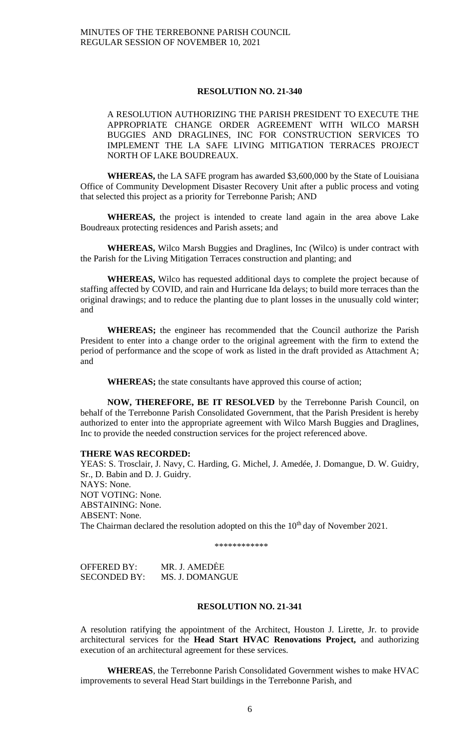**RESOLUTION NO. 21-340**

A RESOLUTION AUTHORIZING THE PARISH PRESIDENT TO EXECUTE THE APPROPRIATE CHANGE ORDER AGREEMENT WITH WILCO MARSH BUGGIES AND DRAGLINES, INC FOR CONSTRUCTION SERVICES TO IMPLEMENT THE LA SAFE LIVING MITIGATION TERRACES PROJECT NORTH OF LAKE BOUDREAUX.

**WHEREAS,** the LA SAFE program has awarded $3,600,000 by the State of Louisiana Office of Community Development Disaster Recovery Unit after a public process and voting that selected this project as a priority for Terrebonne Parish; AND

**WHEREAS,** the project is intended to create land again in the area above Lake Boudreaux protecting residences and Parish assets; and

**WHEREAS,** Wilco Marsh Buggies and Draglines, Inc (Wilco) is under contract with the Parish for the Living Mitigation Terraces construction and planting; and

**WHEREAS,** Wilco has requested additional days to complete the project because of staffing affected by COVID, and rain and Hurricane Ida delays; to build more terraces than the original drawings; and to reduce the planting due to plant losses in the unusually cold winter; and

**WHEREAS;** the engineer has recommended that the Council authorize the Parish President to enter into a change order to the original agreement with the firm to extend the period of performance and the scope of work as listed in the draft provided as Attachment A; and

**WHEREAS;** the state consultants have approved this course of action;

**NOW, THEREFORE, BE IT RESOLVED** by the Terrebonne Parish Council, on behalf of the Terrebonne Parish Consolidated Government, that the Parish President is hereby authorized to enter into the appropriate agreement with Wilco Marsh Buggies and Draglines, Inc to provide the needed construction services for the project referenced above.

**THERE WAS RECORDED:**
YEAS: S. Trosclair, J. Navy, C. Harding, G. Michel, J. Amedée, J. Domangue, D. W. Guidry, Sr., D. Babin and D. J. Guidry.
NAYS: None.
NOT VOTING: None.
ABSTAINING: None.
ABSENT: None.
The Chairman declared the resolution adopted on this the 10th day of November 2021.

\*\*\*\*\*\*\*\*\*\*\*\*

OFFERED BY: MR. J. AMEDĖE
SECONDED BY: MS. J. DOMANGUE

**RESOLUTION NO. 21-341**

A resolution ratifying the appointment of the Architect, Houston J. Lirette, Jr. to provide architectural services for the **Head Start HVAC Renovations Project,** and authorizing execution of an architectural agreement for these services.

**WHEREAS**, the Terrebonne Parish Consolidated Government wishes to make HVAC improvements to several Head Start buildings in the Terrebonne Parish, and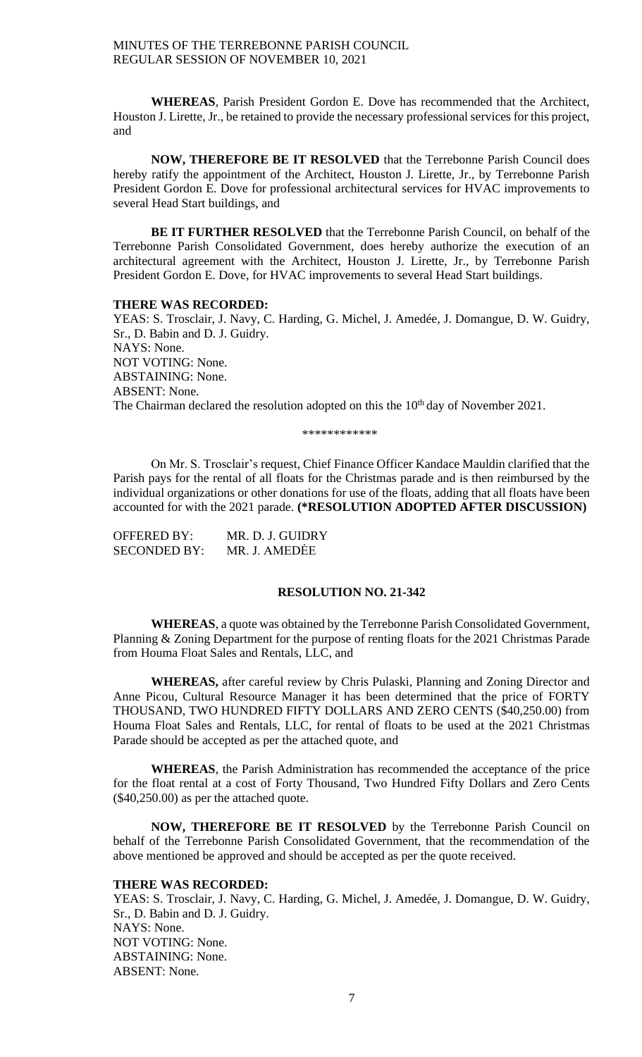**WHEREAS**, Parish President Gordon E. Dove has recommended that the Architect, Houston J. Lirette, Jr., be retained to provide the necessary professional services for this project, and

**NOW, THEREFORE BE IT RESOLVED** that the Terrebonne Parish Council does hereby ratify the appointment of the Architect, Houston J. Lirette, Jr., by Terrebonne Parish President Gordon E. Dove for professional architectural services for HVAC improvements to several Head Start buildings, and

**BE IT FURTHER RESOLVED** that the Terrebonne Parish Council, on behalf of the Terrebonne Parish Consolidated Government, does hereby authorize the execution of an architectural agreement with the Architect, Houston J. Lirette, Jr., by Terrebonne Parish President Gordon E. Dove, for HVAC improvements to several Head Start buildings.

**THERE WAS RECORDED:**
YEAS: S. Trosclair, J. Navy, C. Harding, G. Michel, J. Amedée, J. Domangue, D. W. Guidry, Sr., D. Babin and D. J. Guidry.
NAYS: None.
NOT VOTING: None.
ABSTAINING: None.
ABSENT: None.
The Chairman declared the resolution adopted on this the 10th day of November 2021.

\*\*\*\*\*\*\*\*\*\*\*\*

On Mr. S. Trosclair's request, Chief Finance Officer Kandace Mauldin clarified that the Parish pays for the rental of all floats for the Christmas parade and is then reimbursed by the individual organizations or other donations for use of the floats, adding that all floats have been accounted for with the 2021 parade. **(*RESOLUTION ADOPTED AFTER DISCUSSION)**

OFFERED BY: MR. D. J. GUIDRY
SECONDED BY: MR. J. AMEDĖE

**RESOLUTION NO. 21-342**

**WHEREAS**, a quote was obtained by the Terrebonne Parish Consolidated Government, Planning & Zoning Department for the purpose of renting floats for the 2021 Christmas Parade from Houma Float Sales and Rentals, LLC, and

**WHEREAS,** after careful review by Chris Pulaski, Planning and Zoning Director and Anne Picou, Cultural Resource Manager it has been determined that the price of FORTY THOUSAND, TWO HUNDRED FIFTY DOLLARS AND ZERO CENTS ($40,250.00) from Houma Float Sales and Rentals, LLC, for rental of floats to be used at the 2021 Christmas Parade should be accepted as per the attached quote, and

**WHEREAS**, the Parish Administration has recommended the acceptance of the price for the float rental at a cost of Forty Thousand, Two Hundred Fifty Dollars and Zero Cents ($40,250.00) as per the attached quote.

**NOW, THEREFORE BE IT RESOLVED** by the Terrebonne Parish Council on behalf of the Terrebonne Parish Consolidated Government, that the recommendation of the above mentioned be approved and should be accepted as per the quote received.

**THERE WAS RECORDED:**
YEAS: S. Trosclair, J. Navy, C. Harding, G. Michel, J. Amedée, J. Domangue, D. W. Guidry, Sr., D. Babin and D. J. Guidry.
NAYS: None.
NOT VOTING: None.
ABSTAINING: None.
ABSENT: None.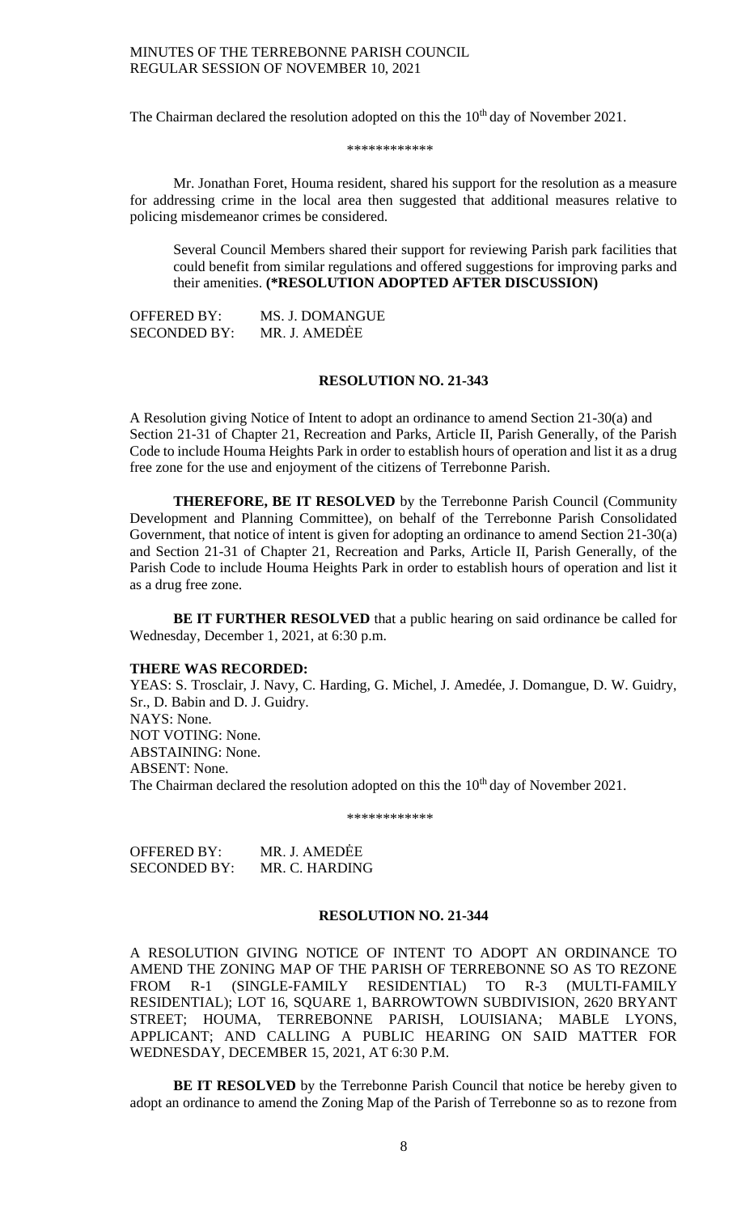The Chairman declared the resolution adopted on this the 10th day of November 2021.

\*\*\*\*\*\*\*\*\*\*\*\*

Mr. Jonathan Foret, Houma resident, shared his support for the resolution as a measure for addressing crime in the local area then suggested that additional measures relative to policing misdemeanor crimes be considered.

Several Council Members shared their support for reviewing Parish park facilities that could benefit from similar regulations and offered suggestions for improving parks and their amenities. **(\*RESOLUTION ADOPTED AFTER DISCUSSION)**

OFFERED BY: MS. J. DOMANGUE
SECONDED BY: MR. J. AMEDĖE

**RESOLUTION NO. 21-343**

A Resolution giving Notice of Intent to adopt an ordinance to amend Section 21-30(a) and Section 21-31 of Chapter 21, Recreation and Parks, Article II, Parish Generally, of the Parish Code to include Houma Heights Park in order to establish hours of operation and list it as a drug free zone for the use and enjoyment of the citizens of Terrebonne Parish.

**THEREFORE, BE IT RESOLVED** by the Terrebonne Parish Council (Community Development and Planning Committee), on behalf of the Terrebonne Parish Consolidated Government, that notice of intent is given for adopting an ordinance to amend Section 21-30(a) and Section 21-31 of Chapter 21, Recreation and Parks, Article II, Parish Generally, of the Parish Code to include Houma Heights Park in order to establish hours of operation and list it as a drug free zone.

**BE IT FURTHER RESOLVED** that a public hearing on said ordinance be called for Wednesday, December 1, 2021, at 6:30 p.m.

**THERE WAS RECORDED:**
YEAS: S. Trosclair, J. Navy, C. Harding, G. Michel, J. Amedée, J. Domangue, D. W. Guidry, Sr., D. Babin and D. J. Guidry.
NAYS: None.
NOT VOTING: None.
ABSTAINING: None.
ABSENT: None.
The Chairman declared the resolution adopted on this the 10th day of November 2021.

\*\*\*\*\*\*\*\*\*\*\*\*

OFFERED BY: MR. J. AMEDĖE
SECONDED BY: MR. C. HARDING

**RESOLUTION NO. 21-344**

A RESOLUTION GIVING NOTICE OF INTENT TO ADOPT AN ORDINANCE TO AMEND THE ZONING MAP OF THE PARISH OF TERREBONNE SO AS TO REZONE FROM R-1 (SINGLE-FAMILY RESIDENTIAL) TO R-3 (MULTI-FAMILY RESIDENTIAL); LOT 16, SQUARE 1, BARROWTOWN SUBDIVISION, 2620 BRYANT STREET; HOUMA, TERREBONNE PARISH, LOUISIANA; MABLE LYONS, APPLICANT; AND CALLING A PUBLIC HEARING ON SAID MATTER FOR WEDNESDAY, DECEMBER 15, 2021, AT 6:30 P.M.

**BE IT RESOLVED** by the Terrebonne Parish Council that notice be hereby given to adopt an ordinance to amend the Zoning Map of the Parish of Terrebonne so as to rezone from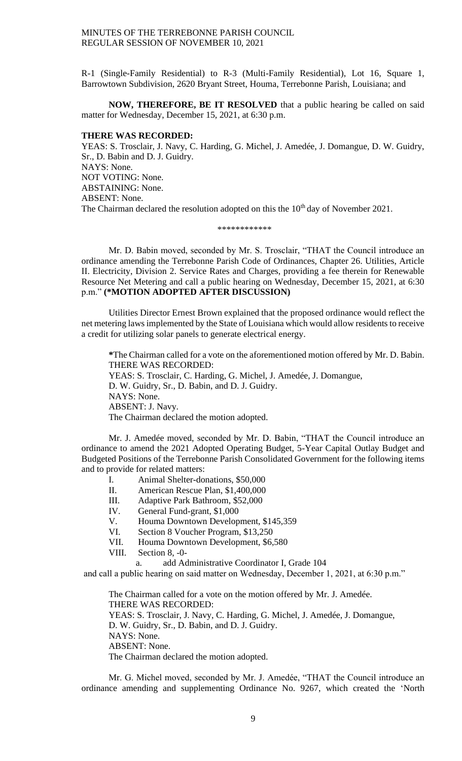R-1 (Single-Family Residential) to R-3 (Multi-Family Residential), Lot 16, Square 1, Barrowtown Subdivision, 2620 Bryant Street, Houma, Terrebonne Parish, Louisiana; and

**NOW, THEREFORE, BE IT RESOLVED** that a public hearing be called on said matter for Wednesday, December 15, 2021, at 6:30 p.m.

**THERE WAS RECORDED:**
YEAS: S. Trosclair, J. Navy, C. Harding, G. Michel, J. Amedée, J. Domangue, D. W. Guidry, Sr., D. Babin and D. J. Guidry.
NAYS: None.
NOT VOTING: None.
ABSTAINING: None.
ABSENT: None.
The Chairman declared the resolution adopted on this the 10th day of November 2021.

\*\*\*\*\*\*\*\*\*\*\*\*

Mr. D. Babin moved, seconded by Mr. S. Trosclair, "THAT the Council introduce an ordinance amending the Terrebonne Parish Code of Ordinances, Chapter 26. Utilities, Article II. Electricity, Division 2. Service Rates and Charges, providing a fee therein for Renewable Resource Net Metering and call a public hearing on Wednesday, December 15, 2021, at 6:30 p.m." **(\*MOTION ADOPTED AFTER DISCUSSION)**

Utilities Director Ernest Brown explained that the proposed ordinance would reflect the net metering laws implemented by the State of Louisiana which would allow residents to receive a credit for utilizing solar panels to generate electrical energy.

**\***The Chairman called for a vote on the aforementioned motion offered by Mr. D. Babin.
THERE WAS RECORDED:
YEAS: S. Trosclair, C. Harding, G. Michel, J. Amedée, J. Domangue, D. W. Guidry, Sr., D. Babin, and D. J. Guidry.
NAYS: None.
ABSENT: J. Navy.
The Chairman declared the motion adopted.

Mr. J. Amedée moved, seconded by Mr. D. Babin, "THAT the Council introduce an ordinance to amend the 2021 Adopted Operating Budget, 5-Year Capital Outlay Budget and Budgeted Positions of the Terrebonne Parish Consolidated Government for the following items and to provide for related matters:

- I. Animal Shelter-donations, $50,000
- II. American Rescue Plan, $1,400,000
- III. Adaptive Park Bathroom, $52,000
- IV. General Fund-grant, $1,000
- V. Houma Downtown Development, $145,359
- VI. Section 8 Voucher Program, $13,250
- VII. Houma Downtown Development, $6,580
- VIII. Section 8, -0-
  - a. add Administrative Coordinator I, Grade 104

and call a public hearing on said matter on Wednesday, December 1, 2021, at 6:30 p.m."

The Chairman called for a vote on the motion offered by Mr. J. Amedée.
THERE WAS RECORDED:
YEAS: S. Trosclair, J. Navy, C. Harding, G. Michel, J. Amedée, J. Domangue, D. W. Guidry, Sr., D. Babin, and D. J. Guidry.
NAYS: None.
ABSENT: None.
The Chairman declared the motion adopted.

Mr. G. Michel moved, seconded by Mr. J. Amedée, "THAT the Council introduce an ordinance amending and supplementing Ordinance No. 9267, which created the 'North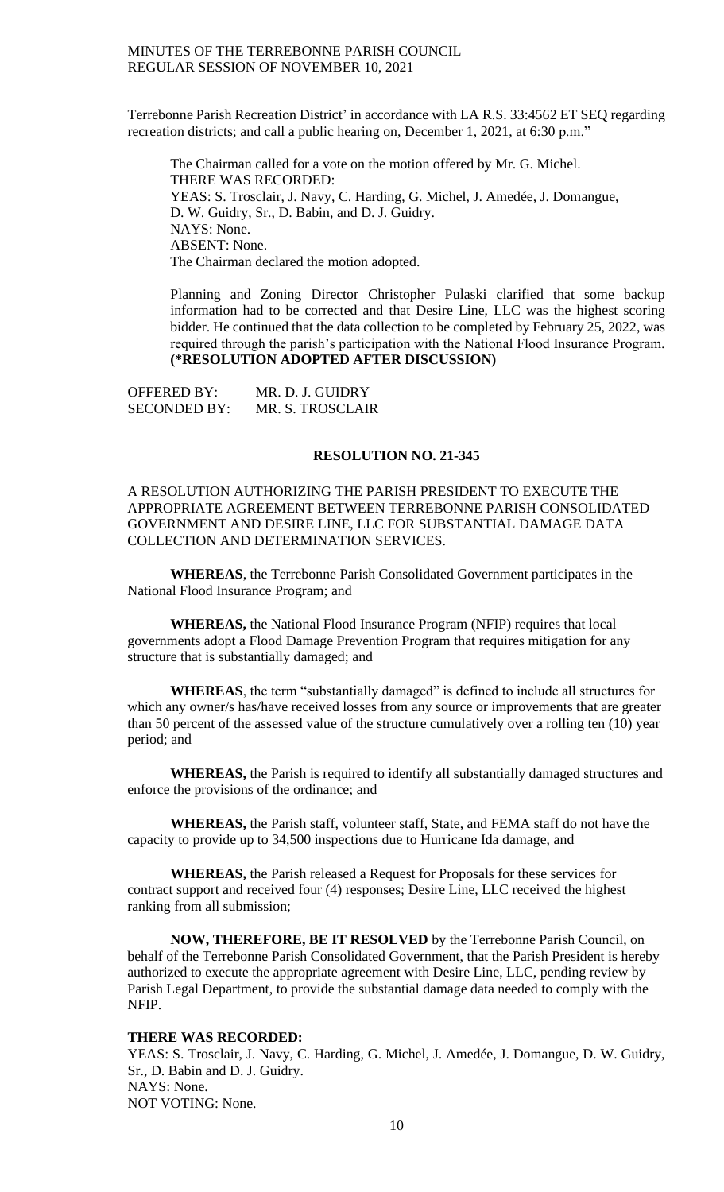Terrebonne Parish Recreation District' in accordance with LA R.S. 33:4562 ET SEQ regarding recreation districts; and call a public hearing on, December 1, 2021, at 6:30 p.m."

The Chairman called for a vote on the motion offered by Mr. G. Michel.
THERE WAS RECORDED:
YEAS: S. Trosclair, J. Navy, C. Harding, G. Michel, J. Amedée, J. Domangue, D. W. Guidry, Sr., D. Babin, and D. J. Guidry.
NAYS: None.
ABSENT: None.
The Chairman declared the motion adopted.

Planning and Zoning Director Christopher Pulaski clarified that some backup information had to be corrected and that Desire Line, LLC was the highest scoring bidder. He continued that the data collection to be completed by February 25, 2022, was required through the parish's participation with the National Flood Insurance Program. **(*RESOLUTION ADOPTED AFTER DISCUSSION)**

OFFERED BY: MR. D. J. GUIDRY
SECONDED BY: MR. S. TROSCLAIR

**RESOLUTION NO. 21-345**

A RESOLUTION AUTHORIZING THE PARISH PRESIDENT TO EXECUTE THE APPROPRIATE AGREEMENT BETWEEN TERREBONNE PARISH CONSOLIDATED GOVERNMENT AND DESIRE LINE, LLC FOR SUBSTANTIAL DAMAGE DATA COLLECTION AND DETERMINATION SERVICES.

**WHEREAS**, the Terrebonne Parish Consolidated Government participates in the National Flood Insurance Program; and

**WHEREAS,** the National Flood Insurance Program (NFIP) requires that local governments adopt a Flood Damage Prevention Program that requires mitigation for any structure that is substantially damaged; and

**WHEREAS**, the term "substantially damaged" is defined to include all structures for which any owner/s has/have received losses from any source or improvements that are greater than 50 percent of the assessed value of the structure cumulatively over a rolling ten (10) year period; and

**WHEREAS,** the Parish is required to identify all substantially damaged structures and enforce the provisions of the ordinance; and

**WHEREAS,** the Parish staff, volunteer staff, State, and FEMA staff do not have the capacity to provide up to 34,500 inspections due to Hurricane Ida damage, and

**WHEREAS,** the Parish released a Request for Proposals for these services for contract support and received four (4) responses; Desire Line, LLC received the highest ranking from all submission;

**NOW, THEREFORE, BE IT RESOLVED** by the Terrebonne Parish Council, on behalf of the Terrebonne Parish Consolidated Government, that the Parish President is hereby authorized to execute the appropriate agreement with Desire Line, LLC, pending review by Parish Legal Department, to provide the substantial damage data needed to comply with the NFIP.

**THERE WAS RECORDED:**
YEAS: S. Trosclair, J. Navy, C. Harding, G. Michel, J. Amedée, J. Domangue, D. W. Guidry, Sr., D. Babin and D. J. Guidry.
NAYS: None.
NOT VOTING: None.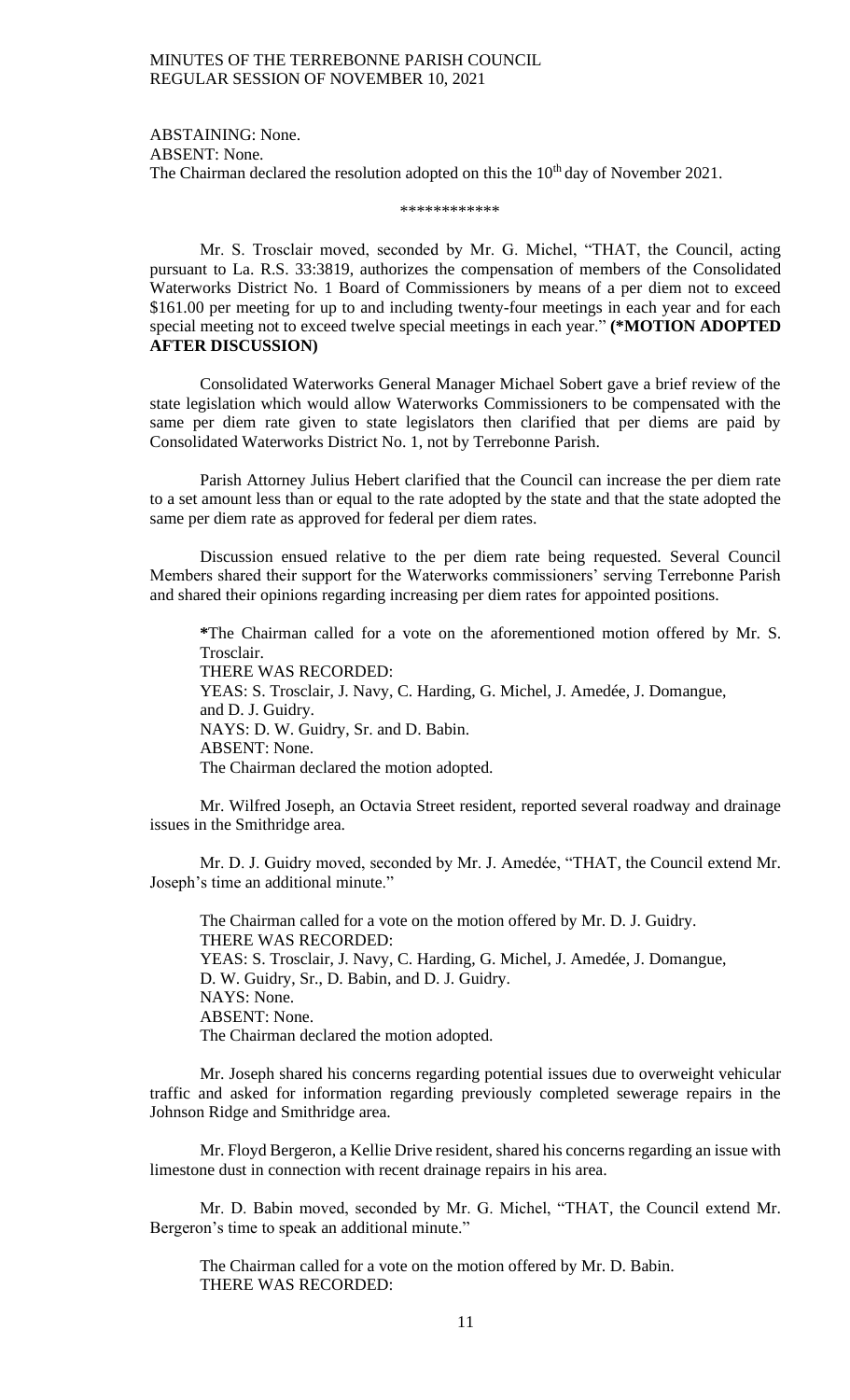ABSTAINING: None.
ABSENT: None.
The Chairman declared the resolution adopted on this the 10th day of November 2021.

\*\*\*\*\*\*\*\*\*\*\*\*

Mr. S. Trosclair moved, seconded by Mr. G. Michel, "THAT, the Council, acting pursuant to La. R.S. 33:3819, authorizes the compensation of members of the Consolidated Waterworks District No. 1 Board of Commissioners by means of a per diem not to exceed $161.00 per meeting for up to and including twenty-four meetings in each year and for each special meeting not to exceed twelve special meetings in each year." **(*MOTION ADOPTED AFTER DISCUSSION)**

Consolidated Waterworks General Manager Michael Sobert gave a brief review of the state legislation which would allow Waterworks Commissioners to be compensated with the same per diem rate given to state legislators then clarified that per diems are paid by Consolidated Waterworks District No. 1, not by Terrebonne Parish.

Parish Attorney Julius Hebert clarified that the Council can increase the per diem rate to a set amount less than or equal to the rate adopted by the state and that the state adopted the same per diem rate as approved for federal per diem rates.

Discussion ensued relative to the per diem rate being requested. Several Council Members shared their support for the Waterworks commissioners' serving Terrebonne Parish and shared their opinions regarding increasing per diem rates for appointed positions.

> **\***The Chairman called for a vote on the aforementioned motion offered by Mr. S. Trosclair.
> THERE WAS RECORDED:
> YEAS: S. Trosclair, J. Navy, C. Harding, G. Michel, J. Amedée, J. Domangue, and D. J. Guidry.
> NAYS: D. W. Guidry, Sr. and D. Babin.
> ABSENT: None.
> The Chairman declared the motion adopted.

Mr. Wilfred Joseph, an Octavia Street resident, reported several roadway and drainage issues in the Smithridge area.

Mr. D. J. Guidry moved, seconded by Mr. J. Amedée, "THAT, the Council extend Mr. Joseph's time an additional minute."

> The Chairman called for a vote on the motion offered by Mr. D. J. Guidry.
> THERE WAS RECORDED:
> YEAS: S. Trosclair, J. Navy, C. Harding, G. Michel, J. Amedée, J. Domangue, D. W. Guidry, Sr., D. Babin, and D. J. Guidry.
> NAYS: None.
> ABSENT: None.
> The Chairman declared the motion adopted.

Mr. Joseph shared his concerns regarding potential issues due to overweight vehicular traffic and asked for information regarding previously completed sewerage repairs in the Johnson Ridge and Smithridge area.

Mr. Floyd Bergeron, a Kellie Drive resident, shared his concerns regarding an issue with limestone dust in connection with recent drainage repairs in his area.

Mr. D. Babin moved, seconded by Mr. G. Michel, "THAT, the Council extend Mr. Bergeron's time to speak an additional minute."

> The Chairman called for a vote on the motion offered by Mr. D. Babin.
> THERE WAS RECORDED: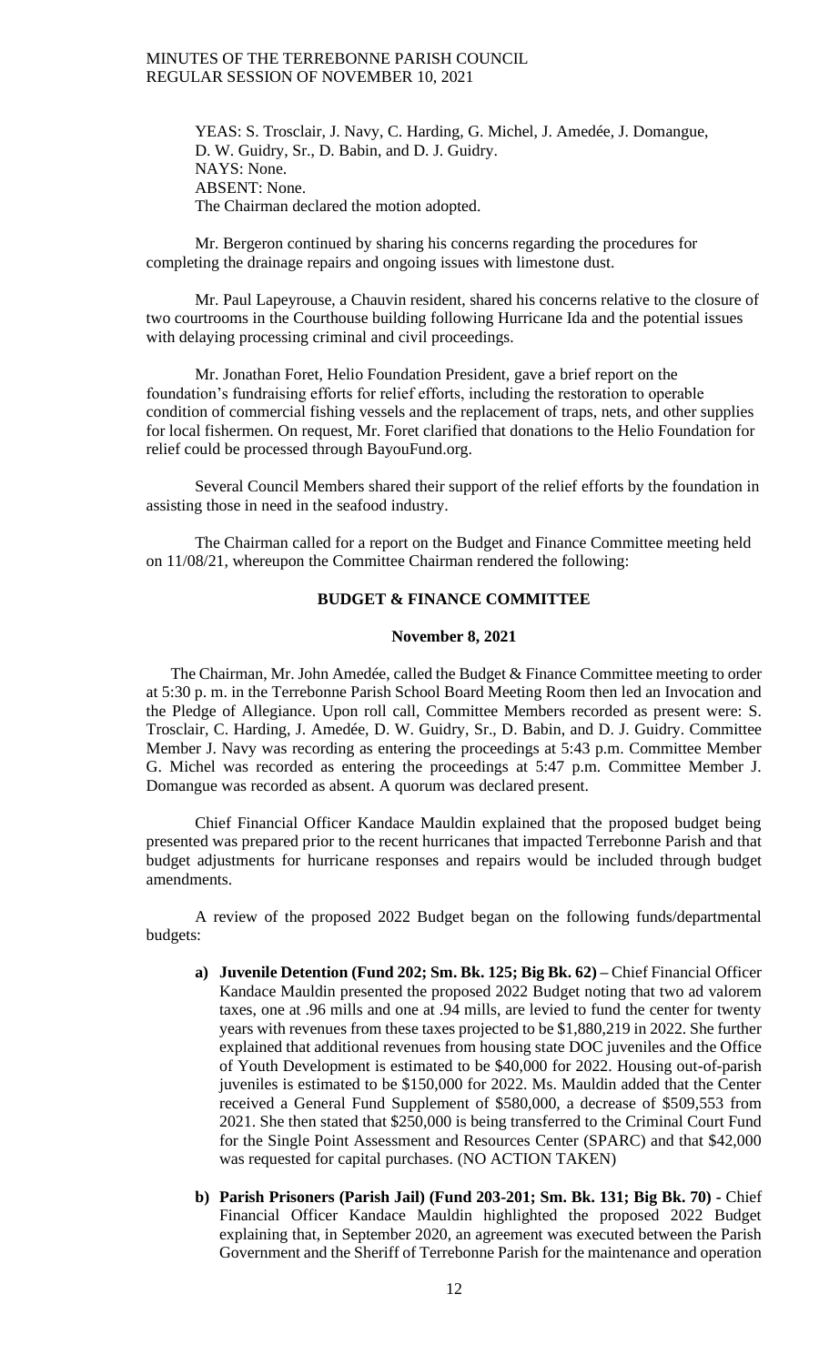YEAS: S. Trosclair, J. Navy, C. Harding, G. Michel, J. Amedée, J. Domangue, D. W. Guidry, Sr., D. Babin, and D. J. Guidry.
NAYS: None.
ABSENT: None.
The Chairman declared the motion adopted.

Mr. Bergeron continued by sharing his concerns regarding the procedures for completing the drainage repairs and ongoing issues with limestone dust.

Mr. Paul Lapeyrouse, a Chauvin resident, shared his concerns relative to the closure of two courtrooms in the Courthouse building following Hurricane Ida and the potential issues with delaying processing criminal and civil proceedings.

Mr. Jonathan Foret, Helio Foundation President, gave a brief report on the foundation's fundraising efforts for relief efforts, including the restoration to operable condition of commercial fishing vessels and the replacement of traps, nets, and other supplies for local fishermen. On request, Mr. Foret clarified that donations to the Helio Foundation for relief could be processed through BayouFund.org.

Several Council Members shared their support of the relief efforts by the foundation in assisting those in need in the seafood industry.

The Chairman called for a report on the Budget and Finance Committee meeting held on 11/08/21, whereupon the Committee Chairman rendered the following:

## BUDGET & FINANCE COMMITTEE

### November 8, 2021

The Chairman, Mr. John Amedée, called the Budget & Finance Committee meeting to order at 5:30 p. m. in the Terrebonne Parish School Board Meeting Room then led an Invocation and the Pledge of Allegiance. Upon roll call, Committee Members recorded as present were: S. Trosclair, C. Harding, J. Amedée, D. W. Guidry, Sr., D. Babin, and D. J. Guidry. Committee Member J. Navy was recording as entering the proceedings at 5:43 p.m. Committee Member G. Michel was recorded as entering the proceedings at 5:47 p.m. Committee Member J. Domangue was recorded as absent. A quorum was declared present.

Chief Financial Officer Kandace Mauldin explained that the proposed budget being presented was prepared prior to the recent hurricanes that impacted Terrebonne Parish and that budget adjustments for hurricane responses and repairs would be included through budget amendments.

A review of the proposed 2022 Budget began on the following funds/departmental budgets:

a) **Juvenile Detention (Fund 202; Sm. Bk. 125; Big Bk. 62) –** Chief Financial Officer Kandace Mauldin presented the proposed 2022 Budget noting that two ad valorem taxes, one at .96 mills and one at .94 mills, are levied to fund the center for twenty years with revenues from these taxes projected to be $1,880,219 in 2022. She further explained that additional revenues from housing state DOC juveniles and the Office of Youth Development is estimated to be $40,000 for 2022. Housing out-of-parish juveniles is estimated to be $150,000 for 2022. Ms. Mauldin added that the Center received a General Fund Supplement of $580,000, a decrease of $509,553 from 2021. She then stated that $250,000 is being transferred to the Criminal Court Fund for the Single Point Assessment and Resources Center (SPARC) and that $42,000 was requested for capital purchases. (NO ACTION TAKEN)

b) **Parish Prisoners (Parish Jail) (Fund 203-201; Sm. Bk. 131; Big Bk. 70) -** Chief Financial Officer Kandace Mauldin highlighted the proposed 2022 Budget explaining that, in September 2020, an agreement was executed between the Parish Government and the Sheriff of Terrebonne Parish for the maintenance and operation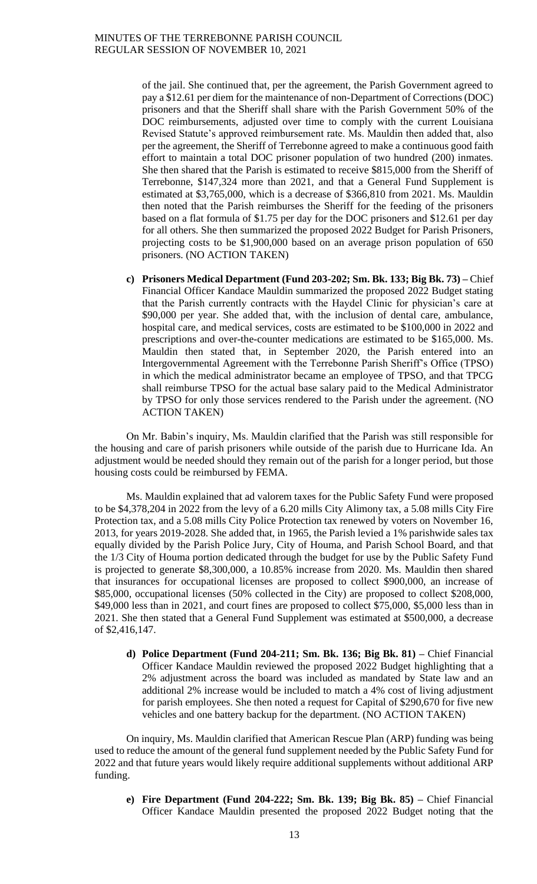of the jail. She continued that, per the agreement, the Parish Government agreed to pay a $12.61 per diem for the maintenance of non-Department of Corrections (DOC) prisoners and that the Sheriff shall share with the Parish Government 50% of the DOC reimbursements, adjusted over time to comply with the current Louisiana Revised Statute's approved reimbursement rate. Ms. Mauldin then added that, also per the agreement, the Sheriff of Terrebonne agreed to make a continuous good faith effort to maintain a total DOC prisoner population of two hundred (200) inmates. She then shared that the Parish is estimated to receive $815,000 from the Sheriff of Terrebonne, $147,324 more than 2021, and that a General Fund Supplement is estimated at $3,765,000, which is a decrease of $366,810 from 2021. Ms. Mauldin then noted that the Parish reimburses the Sheriff for the feeding of the prisoners based on a flat formula of $1.75 per day for the DOC prisoners and $12.61 per day for all others. She then summarized the proposed 2022 Budget for Parish Prisoners, projecting costs to be $1,900,000 based on an average prison population of 650 prisoners. (NO ACTION TAKEN)

c) **Prisoners Medical Department (Fund 203-202; Sm. Bk. 133; Big Bk. 73) –** Chief Financial Officer Kandace Mauldin summarized the proposed 2022 Budget stating that the Parish currently contracts with the Haydel Clinic for physician's care at $90,000 per year. She added that, with the inclusion of dental care, ambulance, hospital care, and medical services, costs are estimated to be $100,000 in 2022 and prescriptions and over-the-counter medications are estimated to be $165,000. Ms. Mauldin then stated that, in September 2020, the Parish entered into an Intergovernmental Agreement with the Terrebonne Parish Sheriff's Office (TPSO) in which the medical administrator became an employee of TPSO, and that TPCG shall reimburse TPSO for the actual base salary paid to the Medical Administrator by TPSO for only those services rendered to the Parish under the agreement. (NO ACTION TAKEN)

On Mr. Babin's inquiry, Ms. Mauldin clarified that the Parish was still responsible for the housing and care of parish prisoners while outside of the parish due to Hurricane Ida. An adjustment would be needed should they remain out of the parish for a longer period, but those housing costs could be reimbursed by FEMA.

Ms. Mauldin explained that ad valorem taxes for the Public Safety Fund were proposed to be $4,378,204 in 2022 from the levy of a 6.20 mills City Alimony tax, a 5.08 mills City Fire Protection tax, and a 5.08 mills City Police Protection tax renewed by voters on November 16, 2013, for years 2019-2028. She added that, in 1965, the Parish levied a 1% parishwide sales tax equally divided by the Parish Police Jury, City of Houma, and Parish School Board, and that the 1/3 City of Houma portion dedicated through the budget for use by the Public Safety Fund is projected to generate $8,300,000, a 10.85% increase from 2020. Ms. Mauldin then shared that insurances for occupational licenses are proposed to collect $900,000, an increase of $85,000, occupational licenses (50% collected in the City) are proposed to collect $208,000, $49,000 less than in 2021, and court fines are proposed to collect $75,000, $5,000 less than in 2021. She then stated that a General Fund Supplement was estimated at $500,000, a decrease of $2,416,147.

d) **Police Department (Fund 204-211; Sm. Bk. 136; Big Bk. 81) –** Chief Financial Officer Kandace Mauldin reviewed the proposed 2022 Budget highlighting that a 2% adjustment across the board was included as mandated by State law and an additional 2% increase would be included to match a 4% cost of living adjustment for parish employees. She then noted a request for Capital of $290,670 for five new vehicles and one battery backup for the department. (NO ACTION TAKEN)

On inquiry, Ms. Mauldin clarified that American Rescue Plan (ARP) funding was being used to reduce the amount of the general fund supplement needed by the Public Safety Fund for 2022 and that future years would likely require additional supplements without additional ARP funding.

e) **Fire Department (Fund 204-222; Sm. Bk. 139; Big Bk. 85) –** Chief Financial Officer Kandace Mauldin presented the proposed 2022 Budget noting that the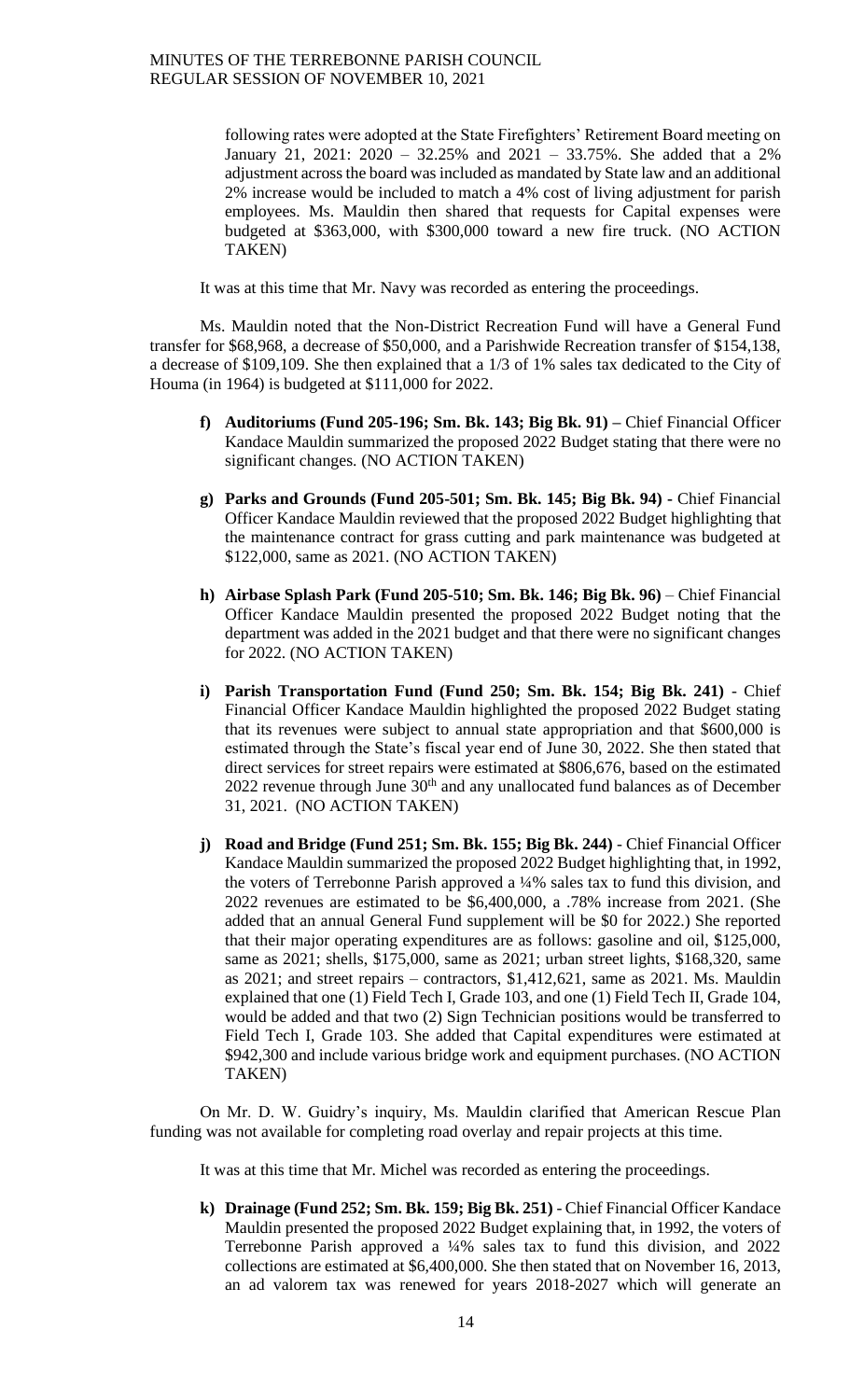following rates were adopted at the State Firefighters' Retirement Board meeting on January 21, 2021: 2020 – 32.25% and 2021 – 33.75%. She added that a 2% adjustment across the board was included as mandated by State law and an additional 2% increase would be included to match a 4% cost of living adjustment for parish employees. Ms. Mauldin then shared that requests for Capital expenses were budgeted at $363,000, with $300,000 toward a new fire truck. (NO ACTION TAKEN)

It was at this time that Mr. Navy was recorded as entering the proceedings.

Ms. Mauldin noted that the Non-District Recreation Fund will have a General Fund transfer for $68,968, a decrease of $50,000, and a Parishwide Recreation transfer of $154,138, a decrease of $109,109. She then explained that a 1/3 of 1% sales tax dedicated to the City of Houma (in 1964) is budgeted at $111,000 for 2022.

f) **Auditoriums (Fund 205-196; Sm. Bk. 143; Big Bk. 91) –** Chief Financial Officer Kandace Mauldin summarized the proposed 2022 Budget stating that there were no significant changes. (NO ACTION TAKEN)

g) **Parks and Grounds (Fund 205-501; Sm. Bk. 145; Big Bk. 94) -** Chief Financial Officer Kandace Mauldin reviewed that the proposed 2022 Budget highlighting that the maintenance contract for grass cutting and park maintenance was budgeted at $122,000, same as 2021. (NO ACTION TAKEN)

h) **Airbase Splash Park (Fund 205-510; Sm. Bk. 146; Big Bk. 96)** – Chief Financial Officer Kandace Mauldin presented the proposed 2022 Budget noting that the department was added in the 2021 budget and that there were no significant changes for 2022. (NO ACTION TAKEN)

i) **Parish Transportation Fund (Fund 250; Sm. Bk. 154; Big Bk. 241)** - Chief Financial Officer Kandace Mauldin highlighted the proposed 2022 Budget stating that its revenues were subject to annual state appropriation and that $600,000 is estimated through the State's fiscal year end of June 30, 2022. She then stated that direct services for street repairs were estimated at $806,676, based on the estimated 2022 revenue through June 30th and any unallocated fund balances as of December 31, 2021. (NO ACTION TAKEN)

j) **Road and Bridge (Fund 251; Sm. Bk. 155; Big Bk. 244)** - Chief Financial Officer Kandace Mauldin summarized the proposed 2022 Budget highlighting that, in 1992, the voters of Terrebonne Parish approved a ¼% sales tax to fund this division, and 2022 revenues are estimated to be $6,400,000, a .78% increase from 2021. (She added that an annual General Fund supplement will be $0 for 2022.) She reported that their major operating expenditures are as follows: gasoline and oil, $125,000, same as 2021; shells, $175,000, same as 2021; urban street lights, $168,320, same as 2021; and street repairs – contractors, $1,412,621, same as 2021. Ms. Mauldin explained that one (1) Field Tech I, Grade 103, and one (1) Field Tech II, Grade 104, would be added and that two (2) Sign Technician positions would be transferred to Field Tech I, Grade 103. She added that Capital expenditures were estimated at $942,300 and include various bridge work and equipment purchases. (NO ACTION TAKEN)

On Mr. D. W. Guidry's inquiry, Ms. Mauldin clarified that American Rescue Plan funding was not available for completing road overlay and repair projects at this time.

It was at this time that Mr. Michel was recorded as entering the proceedings.

k) **Drainage (Fund 252; Sm. Bk. 159; Big Bk. 251)** - Chief Financial Officer Kandace Mauldin presented the proposed 2022 Budget explaining that, in 1992, the voters of Terrebonne Parish approved a ¼% sales tax to fund this division, and 2022 collections are estimated at $6,400,000. She then stated that on November 16, 2013, an ad valorem tax was renewed for years 2018-2027 which will generate an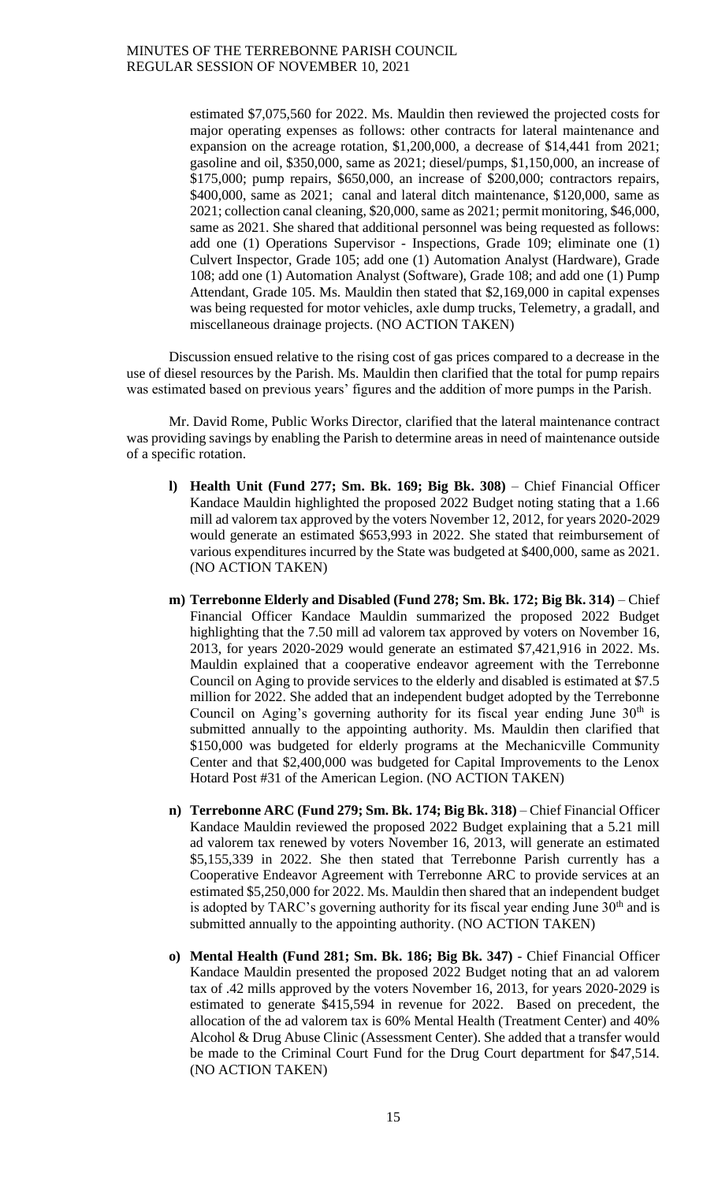estimated $7,075,560 for 2022. Ms. Mauldin then reviewed the projected costs for major operating expenses as follows: other contracts for lateral maintenance and expansion on the acreage rotation, $1,200,000, a decrease of $14,441 from 2021; gasoline and oil, $350,000, same as 2021; diesel/pumps, $1,150,000, an increase of $175,000; pump repairs, $650,000, an increase of $200,000; contractors repairs, $400,000, same as 2021; canal and lateral ditch maintenance, $120,000, same as 2021; collection canal cleaning, $20,000, same as 2021; permit monitoring, $46,000, same as 2021. She shared that additional personnel was being requested as follows: add one (1) Operations Supervisor - Inspections, Grade 109; eliminate one (1) Culvert Inspector, Grade 105; add one (1) Automation Analyst (Hardware), Grade 108; add one (1) Automation Analyst (Software), Grade 108; and add one (1) Pump Attendant, Grade 105. Ms. Mauldin then stated that $2,169,000 in capital expenses was being requested for motor vehicles, axle dump trucks, Telemetry, a gradall, and miscellaneous drainage projects. (NO ACTION TAKEN)

Discussion ensued relative to the rising cost of gas prices compared to a decrease in the use of diesel resources by the Parish. Ms. Mauldin then clarified that the total for pump repairs was estimated based on previous years' figures and the addition of more pumps in the Parish.

Mr. David Rome, Public Works Director, clarified that the lateral maintenance contract was providing savings by enabling the Parish to determine areas in need of maintenance outside of a specific rotation.

- **l) Health Unit (Fund 277; Sm. Bk. 169; Big Bk. 308)** – Chief Financial Officer Kandace Mauldin highlighted the proposed 2022 Budget noting stating that a 1.66 mill ad valorem tax approved by the voters November 12, 2012, for years 2020-2029 would generate an estimated $653,993 in 2022. She stated that reimbursement of various expenditures incurred by the State was budgeted at $400,000, same as 2021. (NO ACTION TAKEN)

- **m) Terrebonne Elderly and Disabled (Fund 278; Sm. Bk. 172; Big Bk. 314)** – Chief Financial Officer Kandace Mauldin summarized the proposed 2022 Budget highlighting that the 7.50 mill ad valorem tax approved by voters on November 16, 2013, for years 2020-2029 would generate an estimated $7,421,916 in 2022. Ms. Mauldin explained that a cooperative endeavor agreement with the Terrebonne Council on Aging to provide services to the elderly and disabled is estimated at $7.5 million for 2022. She added that an independent budget adopted by the Terrebonne Council on Aging's governing authority for its fiscal year ending June 30th is submitted annually to the appointing authority. Ms. Mauldin then clarified that $150,000 was budgeted for elderly programs at the Mechanicville Community Center and that $2,400,000 was budgeted for Capital Improvements to the Lenox Hotard Post #31 of the American Legion. (NO ACTION TAKEN)

- **n) Terrebonne ARC (Fund 279; Sm. Bk. 174; Big Bk. 318)** – Chief Financial Officer Kandace Mauldin reviewed the proposed 2022 Budget explaining that a 5.21 mill ad valorem tax renewed by voters November 16, 2013, will generate an estimated $5,155,339 in 2022. She then stated that Terrebonne Parish currently has a Cooperative Endeavor Agreement with Terrebonne ARC to provide services at an estimated $5,250,000 for 2022. Ms. Mauldin then shared that an independent budget is adopted by TARC's governing authority for its fiscal year ending June 30th and is submitted annually to the appointing authority. (NO ACTION TAKEN)

- **o) Mental Health (Fund 281; Sm. Bk. 186; Big Bk. 347)** - Chief Financial Officer Kandace Mauldin presented the proposed 2022 Budget noting that an ad valorem tax of .42 mills approved by the voters November 16, 2013, for years 2020-2029 is estimated to generate $415,594 in revenue for 2022. Based on precedent, the allocation of the ad valorem tax is 60% Mental Health (Treatment Center) and 40% Alcohol & Drug Abuse Clinic (Assessment Center). She added that a transfer would be made to the Criminal Court Fund for the Drug Court department for $47,514. (NO ACTION TAKEN)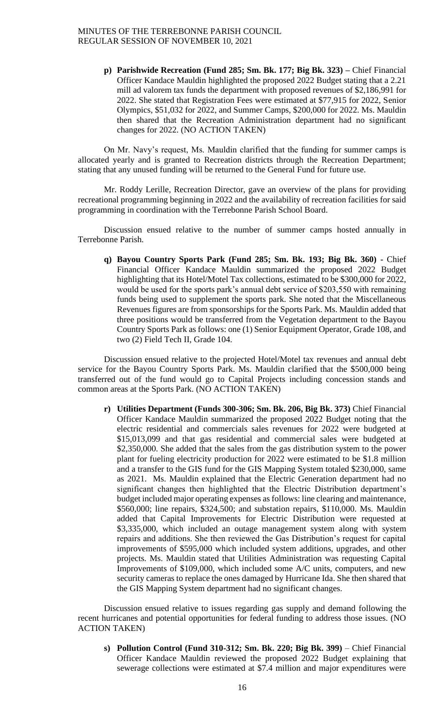**p) Parishwide Recreation (Fund 285; Sm. Bk. 177; Big Bk. 323) –** Chief Financial Officer Kandace Mauldin highlighted the proposed 2022 Budget stating that a 2.21 mill ad valorem tax funds the department with proposed revenues of $2,186,991 for 2022. She stated that Registration Fees were estimated at $77,915 for 2022, Senior Olympics, $51,032 for 2022, and Summer Camps, $200,000 for 2022. Ms. Mauldin then shared that the Recreation Administration department had no significant changes for 2022. (NO ACTION TAKEN)

On Mr. Navy's request, Ms. Mauldin clarified that the funding for summer camps is allocated yearly and is granted to Recreation districts through the Recreation Department; stating that any unused funding will be returned to the General Fund for future use.

Mr. Roddy Lerille, Recreation Director, gave an overview of the plans for providing recreational programming beginning in 2022 and the availability of recreation facilities for said programming in coordination with the Terrebonne Parish School Board.

Discussion ensued relative to the number of summer camps hosted annually in Terrebonne Parish.

**q) Bayou Country Sports Park (Fund 285; Sm. Bk. 193; Big Bk. 360) -** Chief Financial Officer Kandace Mauldin summarized the proposed 2022 Budget highlighting that its Hotel/Motel Tax collections, estimated to be $300,000 for 2022, would be used for the sports park's annual debt service of $203,550 with remaining funds being used to supplement the sports park. She noted that the Miscellaneous Revenues figures are from sponsorships for the Sports Park. Ms. Mauldin added that three positions would be transferred from the Vegetation department to the Bayou Country Sports Park as follows: one (1) Senior Equipment Operator, Grade 108, and two (2) Field Tech II, Grade 104.

Discussion ensued relative to the projected Hotel/Motel tax revenues and annual debt service for the Bayou Country Sports Park. Ms. Mauldin clarified that the $500,000 being transferred out of the fund would go to Capital Projects including concession stands and common areas at the Sports Park. (NO ACTION TAKEN)

**r) Utilities Department (Funds 300-306; Sm. Bk. 206, Big Bk. 373)** Chief Financial Officer Kandace Mauldin summarized the proposed 2022 Budget noting that the electric residential and commercials sales revenues for 2022 were budgeted at $15,013,099 and that gas residential and commercial sales were budgeted at $2,350,000. She added that the sales from the gas distribution system to the power plant for fueling electricity production for 2022 were estimated to be $1.8 million and a transfer to the GIS fund for the GIS Mapping System totaled $230,000, same as 2021. Ms. Mauldin explained that the Electric Generation department had no significant changes then highlighted that the Electric Distribution department's budget included major operating expenses as follows: line clearing and maintenance, $560,000; line repairs, $324,500; and substation repairs, $110,000. Ms. Mauldin added that Capital Improvements for Electric Distribution were requested at $3,335,000, which included an outage management system along with system repairs and additions. She then reviewed the Gas Distribution's request for capital improvements of $595,000 which included system additions, upgrades, and other projects. Ms. Mauldin stated that Utilities Administration was requesting Capital Improvements of $109,000, which included some A/C units, computers, and new security cameras to replace the ones damaged by Hurricane Ida. She then shared that the GIS Mapping System department had no significant changes.

Discussion ensued relative to issues regarding gas supply and demand following the recent hurricanes and potential opportunities for federal funding to address those issues. (NO ACTION TAKEN)

**s) Pollution Control (Fund 310-312; Sm. Bk. 220; Big Bk. 399)** – Chief Financial Officer Kandace Mauldin reviewed the proposed 2022 Budget explaining that sewerage collections were estimated at $7.4 million and major expenditures were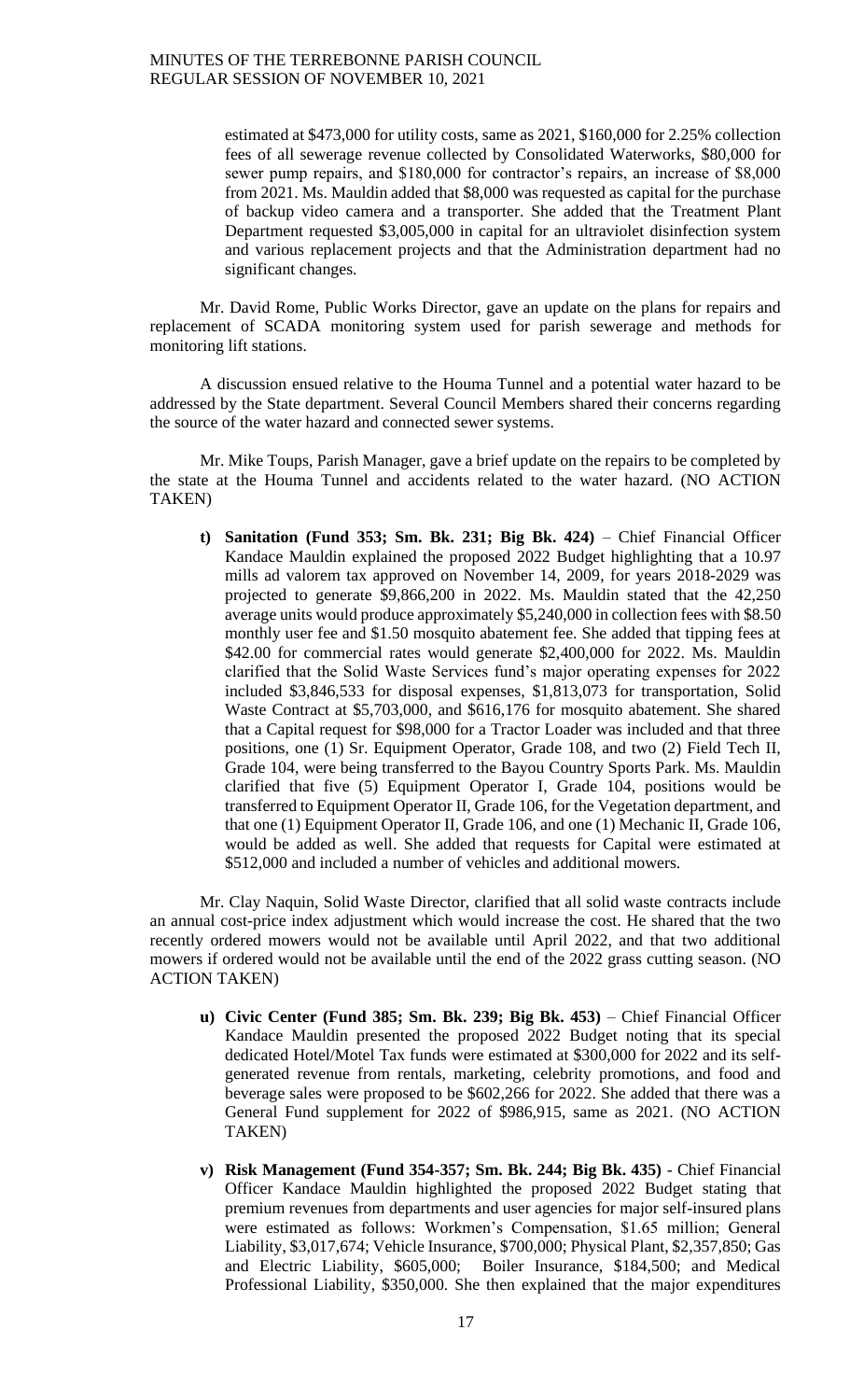estimated at $473,000 for utility costs, same as 2021, $160,000 for 2.25% collection fees of all sewerage revenue collected by Consolidated Waterworks, $80,000 for sewer pump repairs, and $180,000 for contractor's repairs, an increase of $8,000 from 2021. Ms. Mauldin added that $8,000 was requested as capital for the purchase of backup video camera and a transporter. She added that the Treatment Plant Department requested $3,005,000 in capital for an ultraviolet disinfection system and various replacement projects and that the Administration department had no significant changes.

Mr. David Rome, Public Works Director, gave an update on the plans for repairs and replacement of SCADA monitoring system used for parish sewerage and methods for monitoring lift stations.

A discussion ensued relative to the Houma Tunnel and a potential water hazard to be addressed by the State department. Several Council Members shared their concerns regarding the source of the water hazard and connected sewer systems.

Mr. Mike Toups, Parish Manager, gave a brief update on the repairs to be completed by the state at the Houma Tunnel and accidents related to the water hazard. (NO ACTION TAKEN)

- **t) Sanitation (Fund 353; Sm. Bk. 231; Big Bk. 424)** – Chief Financial Officer Kandace Mauldin explained the proposed 2022 Budget highlighting that a 10.97 mills ad valorem tax approved on November 14, 2009, for years 2018-2029 was projected to generate $9,866,200 in 2022. Ms. Mauldin stated that the 42,250 average units would produce approximately $5,240,000 in collection fees with $8.50 monthly user fee and $1.50 mosquito abatement fee. She added that tipping fees at $42.00 for commercial rates would generate $2,400,000 for 2022. Ms. Mauldin clarified that the Solid Waste Services fund's major operating expenses for 2022 included $3,846,533 for disposal expenses, $1,813,073 for transportation, Solid Waste Contract at $5,703,000, and $616,176 for mosquito abatement. She shared that a Capital request for $98,000 for a Tractor Loader was included and that three positions, one (1) Sr. Equipment Operator, Grade 108, and two (2) Field Tech II, Grade 104, were being transferred to the Bayou Country Sports Park. Ms. Mauldin clarified that five (5) Equipment Operator I, Grade 104, positions would be transferred to Equipment Operator II, Grade 106, for the Vegetation department, and that one (1) Equipment Operator II, Grade 106, and one (1) Mechanic II, Grade 106, would be added as well. She added that requests for Capital were estimated at $512,000 and included a number of vehicles and additional mowers.

Mr. Clay Naquin, Solid Waste Director, clarified that all solid waste contracts include an annual cost-price index adjustment which would increase the cost. He shared that the two recently ordered mowers would not be available until April 2022, and that two additional mowers if ordered would not be available until the end of the 2022 grass cutting season. (NO ACTION TAKEN)

- **u) Civic Center (Fund 385; Sm. Bk. 239; Big Bk. 453)** – Chief Financial Officer Kandace Mauldin presented the proposed 2022 Budget noting that its special dedicated Hotel/Motel Tax funds were estimated at $300,000 for 2022 and its self-generated revenue from rentals, marketing, celebrity promotions, and food and beverage sales were proposed to be $602,266 for 2022. She added that there was a General Fund supplement for 2022 of $986,915, same as 2021. (NO ACTION TAKEN)

- **v) Risk Management (Fund 354-357; Sm. Bk. 244; Big Bk. 435)** - Chief Financial Officer Kandace Mauldin highlighted the proposed 2022 Budget stating that premium revenues from departments and user agencies for major self-insured plans were estimated as follows: Workmen's Compensation, $1.65 million; General Liability, $3,017,674; Vehicle Insurance, $700,000; Physical Plant, $2,357,850; Gas and Electric Liability, $605,000; Boiler Insurance, $184,500; and Medical Professional Liability, $350,000. She then explained that the major expenditures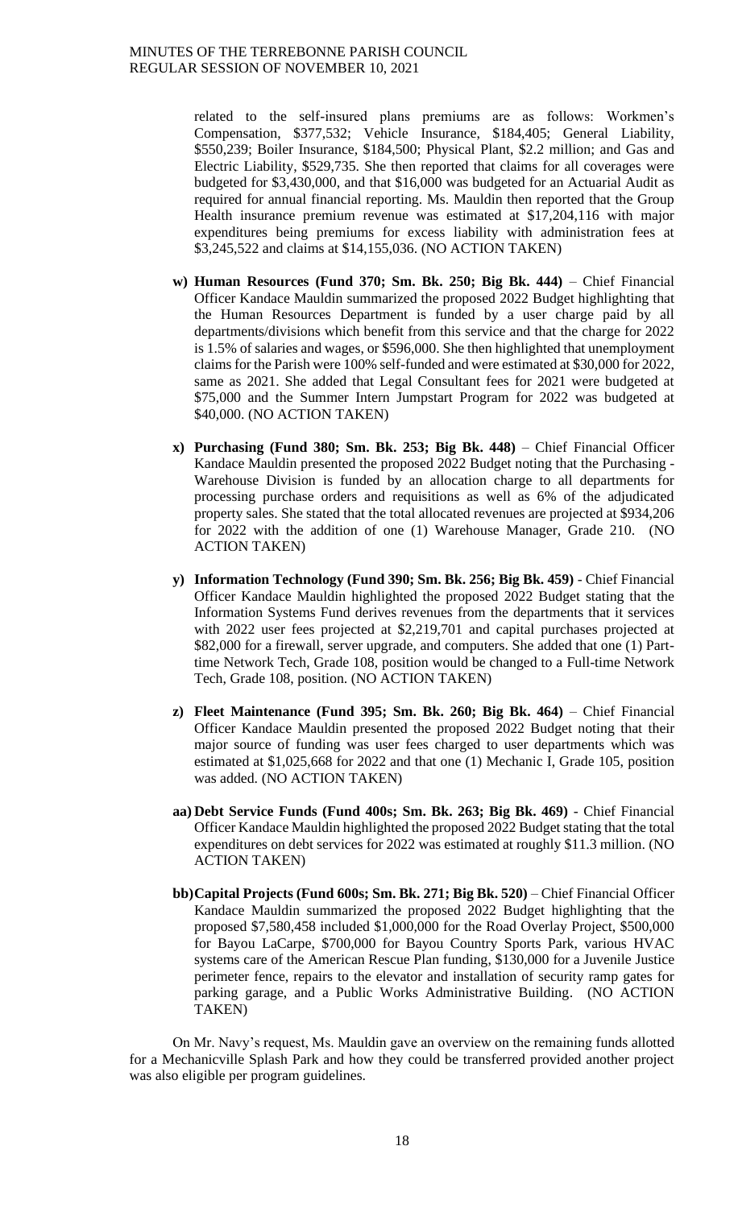related to the self-insured plans premiums are as follows: Workmen's Compensation, $377,532; Vehicle Insurance, $184,405; General Liability, $550,239; Boiler Insurance, $184,500; Physical Plant, $2.2 million; and Gas and Electric Liability, $529,735. She then reported that claims for all coverages were budgeted for $3,430,000, and that $16,000 was budgeted for an Actuarial Audit as required for annual financial reporting. Ms. Mauldin then reported that the Group Health insurance premium revenue was estimated at $17,204,116 with major expenditures being premiums for excess liability with administration fees at $3,245,522 and claims at $14,155,036. (NO ACTION TAKEN)

- **w) Human Resources (Fund 370; Sm. Bk. 250; Big Bk. 444)** – Chief Financial Officer Kandace Mauldin summarized the proposed 2022 Budget highlighting that the Human Resources Department is funded by a user charge paid by all departments/divisions which benefit from this service and that the charge for 2022 is 1.5% of salaries and wages, or $596,000. She then highlighted that unemployment claims for the Parish were 100% self-funded and were estimated at $30,000 for 2022, same as 2021. She added that Legal Consultant fees for 2021 were budgeted at $75,000 and the Summer Intern Jumpstart Program for 2022 was budgeted at $40,000. (NO ACTION TAKEN)

- **x) Purchasing (Fund 380; Sm. Bk. 253; Big Bk. 448)** – Chief Financial Officer Kandace Mauldin presented the proposed 2022 Budget noting that the Purchasing - Warehouse Division is funded by an allocation charge to all departments for processing purchase orders and requisitions as well as 6% of the adjudicated property sales. She stated that the total allocated revenues are projected at $934,206 for 2022 with the addition of one (1) Warehouse Manager, Grade 210. (NO ACTION TAKEN)

- **y) Information Technology (Fund 390; Sm. Bk. 256; Big Bk. 459)** - Chief Financial Officer Kandace Mauldin highlighted the proposed 2022 Budget stating that the Information Systems Fund derives revenues from the departments that it services with 2022 user fees projected at $2,219,701 and capital purchases projected at $82,000 for a firewall, server upgrade, and computers. She added that one (1) Part-time Network Tech, Grade 108, position would be changed to a Full-time Network Tech, Grade 108, position. (NO ACTION TAKEN)

- **z) Fleet Maintenance (Fund 395; Sm. Bk. 260; Big Bk. 464)** – Chief Financial Officer Kandace Mauldin presented the proposed 2022 Budget noting that their major source of funding was user fees charged to user departments which was estimated at $1,025,668 for 2022 and that one (1) Mechanic I, Grade 105, position was added. (NO ACTION TAKEN)

- **aa) Debt Service Funds (Fund 400s; Sm. Bk. 263; Big Bk. 469)** - Chief Financial Officer Kandace Mauldin highlighted the proposed 2022 Budget stating that the total expenditures on debt services for 2022 was estimated at roughly $11.3 million. (NO ACTION TAKEN)

- **bb) Capital Projects (Fund 600s; Sm. Bk. 271; Big Bk. 520)** – Chief Financial Officer Kandace Mauldin summarized the proposed 2022 Budget highlighting that the proposed $7,580,458 included $1,000,000 for the Road Overlay Project, $500,000 for Bayou LaCarpe, $700,000 for Bayou Country Sports Park, various HVAC systems care of the American Rescue Plan funding, $130,000 for a Juvenile Justice perimeter fence, repairs to the elevator and installation of security ramp gates for parking garage, and a Public Works Administrative Building. (NO ACTION TAKEN)

On Mr. Navy's request, Ms. Mauldin gave an overview on the remaining funds allotted for a Mechanicville Splash Park and how they could be transferred provided another project was also eligible per program guidelines.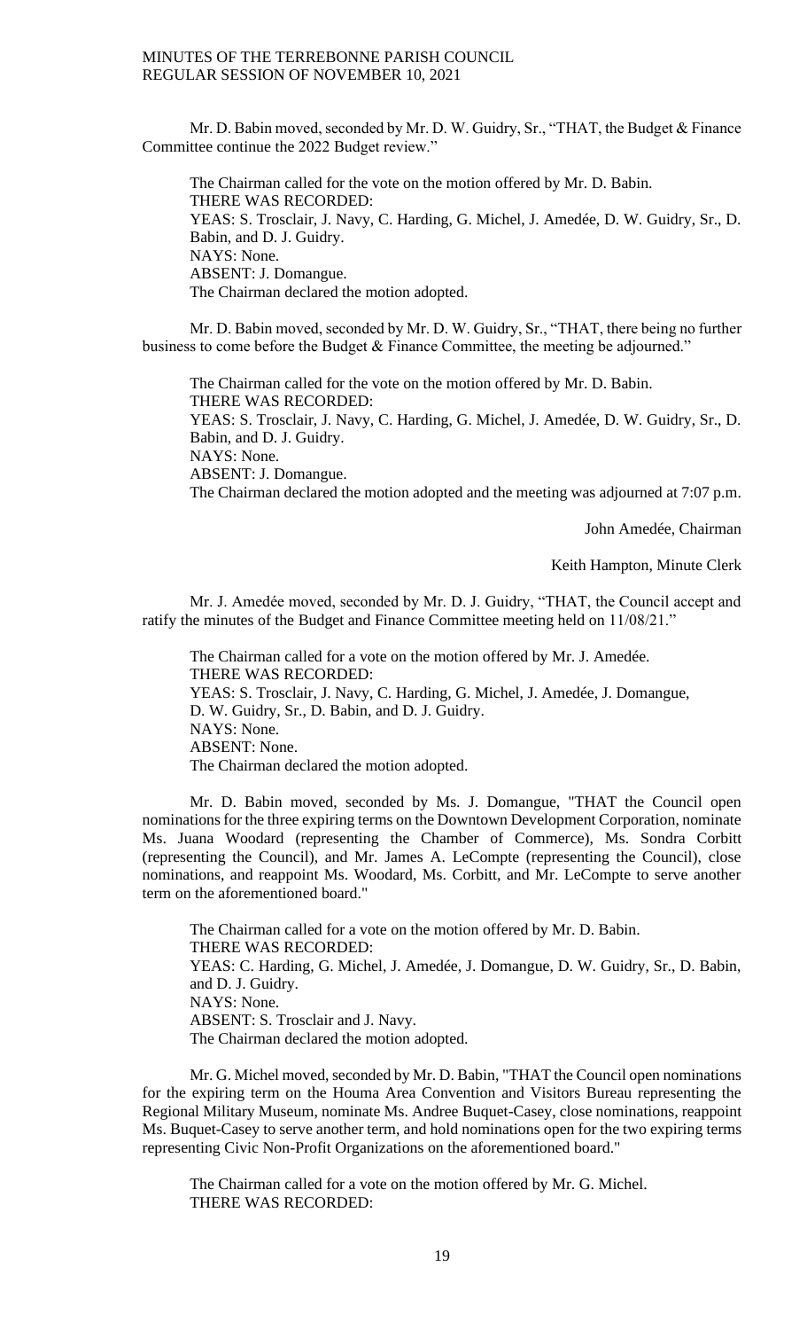Mr. D. Babin moved, seconded by Mr. D. W. Guidry, Sr., "THAT, the Budget & Finance Committee continue the 2022 Budget review."

The Chairman called for the vote on the motion offered by Mr. D. Babin.
THERE WAS RECORDED:
YEAS: S. Trosclair, J. Navy, C. Harding, G. Michel, J. Amedée, D. W. Guidry, Sr., D. Babin, and D. J. Guidry.
NAYS: None.
ABSENT: J. Domangue.
The Chairman declared the motion adopted.

Mr. D. Babin moved, seconded by Mr. D. W. Guidry, Sr., "THAT, there being no further business to come before the Budget & Finance Committee, the meeting be adjourned."

The Chairman called for the vote on the motion offered by Mr. D. Babin.
THERE WAS RECORDED:
YEAS: S. Trosclair, J. Navy, C. Harding, G. Michel, J. Amedée, D. W. Guidry, Sr., D. Babin, and D. J. Guidry.
NAYS: None.
ABSENT: J. Domangue.
The Chairman declared the motion adopted and the meeting was adjourned at 7:07 p.m.

John Amedée, Chairman

Keith Hampton, Minute Clerk

Mr. J. Amedée moved, seconded by Mr. D. J. Guidry, "THAT, the Council accept and ratify the minutes of the Budget and Finance Committee meeting held on 11/08/21."

The Chairman called for a vote on the motion offered by Mr. J. Amedée.
THERE WAS RECORDED:
YEAS: S. Trosclair, J. Navy, C. Harding, G. Michel, J. Amedée, J. Domangue, D. W. Guidry, Sr., D. Babin, and D. J. Guidry.
NAYS: None.
ABSENT: None.
The Chairman declared the motion adopted.

Mr. D. Babin moved, seconded by Ms. J. Domangue, "THAT the Council open nominations for the three expiring terms on the Downtown Development Corporation, nominate Ms. Juana Woodard (representing the Chamber of Commerce), Ms. Sondra Corbitt (representing the Council), and Mr. James A. LeCompte (representing the Council), close nominations, and reappoint Ms. Woodard, Ms. Corbitt, and Mr. LeCompte to serve another term on the aforementioned board."

The Chairman called for a vote on the motion offered by Mr. D. Babin.
THERE WAS RECORDED:
YEAS: C. Harding, G. Michel, J. Amedée, J. Domangue, D. W. Guidry, Sr., D. Babin, and D. J. Guidry.
NAYS: None.
ABSENT: S. Trosclair and J. Navy.
The Chairman declared the motion adopted.

Mr. G. Michel moved, seconded by Mr. D. Babin, "THAT the Council open nominations for the expiring term on the Houma Area Convention and Visitors Bureau representing the Regional Military Museum, nominate Ms. Andree Buquet-Casey, close nominations, reappoint Ms. Buquet-Casey to serve another term, and hold nominations open for the two expiring terms representing Civic Non-Profit Organizations on the aforementioned board."

The Chairman called for a vote on the motion offered by Mr. G. Michel.
THERE WAS RECORDED: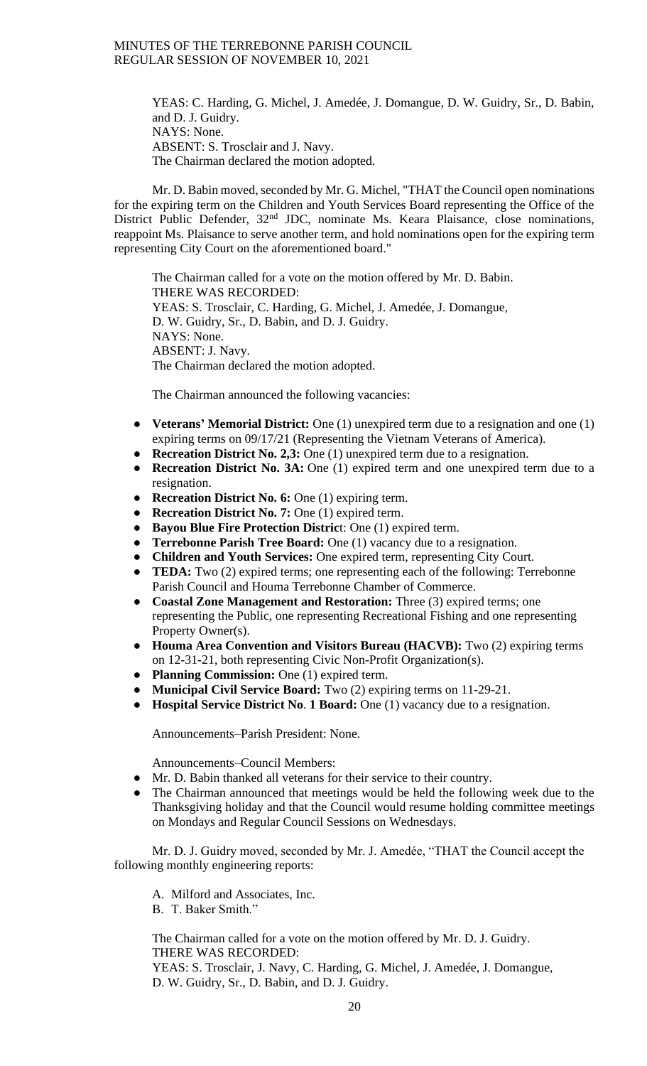YEAS: C. Harding, G. Michel, J. Amedée, J. Domangue, D. W. Guidry, Sr., D. Babin, and D. J. Guidry.
NAYS: None.
ABSENT: S. Trosclair and J. Navy.
The Chairman declared the motion adopted.

Mr. D. Babin moved, seconded by Mr. G. Michel, "THAT the Council open nominations for the expiring term on the Children and Youth Services Board representing the Office of the District Public Defender, 32nd JDC, nominate Ms. Keara Plaisance, close nominations, reappoint Ms. Plaisance to serve another term, and hold nominations open for the expiring term representing City Court on the aforementioned board."

The Chairman called for a vote on the motion offered by Mr. D. Babin.
THERE WAS RECORDED:
YEAS: S. Trosclair, C. Harding, G. Michel, J. Amedée, J. Domangue, D. W. Guidry, Sr., D. Babin, and D. J. Guidry.
NAYS: None.
ABSENT: J. Navy.
The Chairman declared the motion adopted.

The Chairman announced the following vacancies:

- **Veterans' Memorial District:** One (1) unexpired term due to a resignation and one (1) expiring terms on 09/17/21 (Representing the Vietnam Veterans of America).
- **Recreation District No. 2,3:** One (1) unexpired term due to a resignation.
- **Recreation District No. 3A:** One (1) expired term and one unexpired term due to a resignation.
- **Recreation District No. 6:** One (1) expiring term.
- **Recreation District No. 7:** One (1) expired term.
- **Bayou Blue Fire Protection District:** One (1) expired term.
- **Terrebonne Parish Tree Board:** One (1) vacancy due to a resignation.
- **Children and Youth Services:** One expired term, representing City Court.
- **TEDA:** Two (2) expired terms; one representing each of the following: Terrebonne Parish Council and Houma Terrebonne Chamber of Commerce.
- **Coastal Zone Management and Restoration:** Three (3) expired terms; one representing the Public, one representing Recreational Fishing and one representing Property Owner(s).
- **Houma Area Convention and Visitors Bureau (HACVB):** Two (2) expiring terms on 12-31-21, both representing Civic Non-Profit Organization(s).
- **Planning Commission:** One (1) expired term.
- **Municipal Civil Service Board:** Two (2) expiring terms on 11-29-21.
- **Hospital Service District No. 1 Board:** One (1) vacancy due to a resignation.

Announcements–Parish President: None.

Announcements–Council Members:

- Mr. D. Babin thanked all veterans for their service to their country.
- The Chairman announced that meetings would be held the following week due to the Thanksgiving holiday and that the Council would resume holding committee meetings on Mondays and Regular Council Sessions on Wednesdays.

Mr. D. J. Guidry moved, seconded by Mr. J. Amedée, "THAT the Council accept the following monthly engineering reports:

A. Milford and Associates, Inc.
B. T. Baker Smith."

The Chairman called for a vote on the motion offered by Mr. D. J. Guidry.
THERE WAS RECORDED:
YEAS: S. Trosclair, J. Navy, C. Harding, G. Michel, J. Amedée, J. Domangue, D. W. Guidry, Sr., D. Babin, and D. J. Guidry.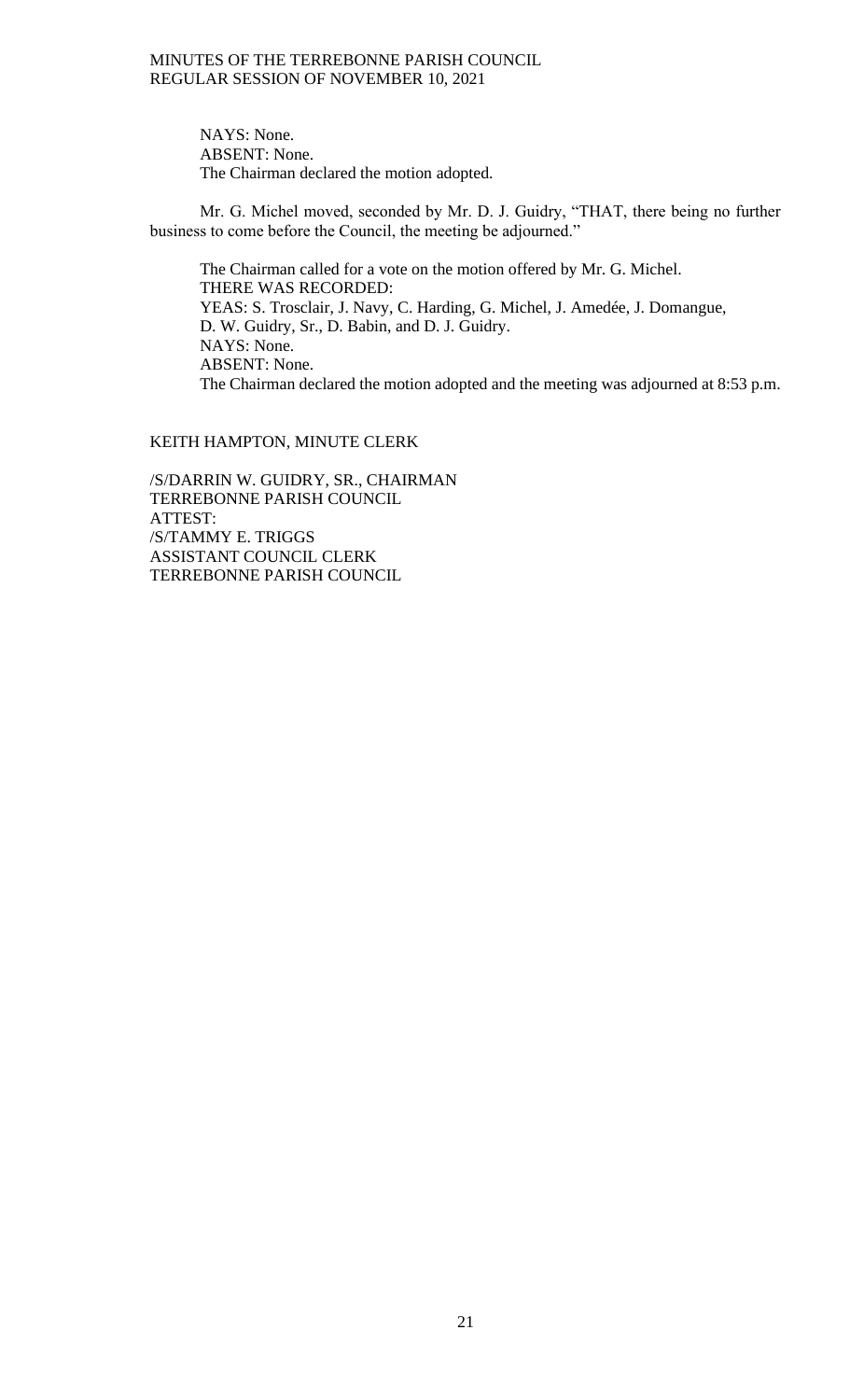NAYS: None.
ABSENT: None.
The Chairman declared the motion adopted.

Mr. G. Michel moved, seconded by Mr. D. J. Guidry, "THAT, there being no further business to come before the Council, the meeting be adjourned."

The Chairman called for a vote on the motion offered by Mr. G. Michel.
THERE WAS RECORDED:
YEAS: S. Trosclair, J. Navy, C. Harding, G. Michel, J. Amedée, J. Domangue, D. W. Guidry, Sr., D. Babin, and D. J. Guidry.
NAYS: None.
ABSENT: None.
The Chairman declared the motion adopted and the meeting was adjourned at 8:53 p.m.

KEITH HAMPTON, MINUTE CLERK

/S/DARRIN W. GUIDRY, SR., CHAIRMAN
TERREBONNE PARISH COUNCIL
ATTEST:
/S/TAMMY E. TRIGGS
ASSISTANT COUNCIL CLERK
TERREBONNE PARISH COUNCIL